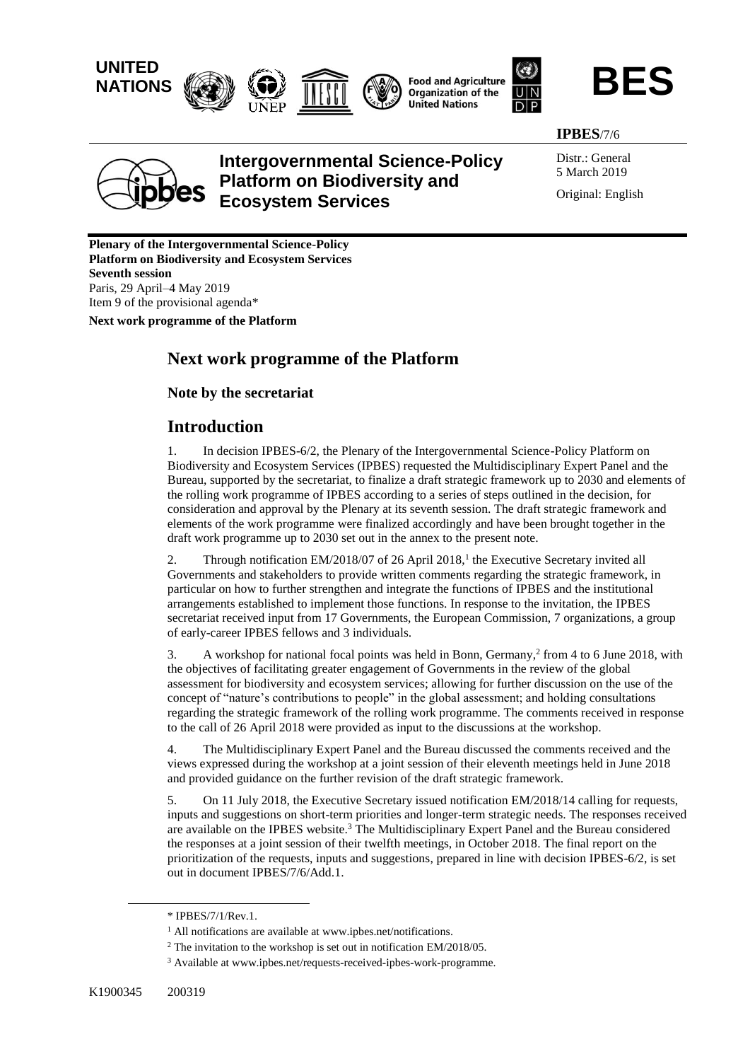UNITED NATIONS

**BES**

**IPBES**/7/6

# Intergovernmental Science-Policy Platform on Biodiversity and Ecosystem Services

Distr.: General
5 March 2019

Original: English

**Plenary of the Intergovernmental Science-Policy Platform on Biodiversity and Ecosystem Services**
**Seventh session**
Paris, 29 April–4 May 2019
Item 9 of the provisional agenda*

**Next work programme of the Platform**

## Next work programme of the Platform

### Note by the secretariat

## Introduction

1. In decision IPBES-6/2, the Plenary of the Intergovernmental Science-Policy Platform on Biodiversity and Ecosystem Services (IPBES) requested the Multidisciplinary Expert Panel and the Bureau, supported by the secretariat, to finalize a draft strategic framework up to 2030 and elements of the rolling work programme of IPBES according to a series of steps outlined in the decision, for consideration and approval by the Plenary at its seventh session. The draft strategic framework and elements of the work programme were finalized accordingly and have been brought together in the draft work programme up to 2030 set out in the annex to the present note.

2. Through notification EM/2018/07 of 26 April 2018,[1] the Executive Secretary invited all Governments and stakeholders to provide written comments regarding the strategic framework, in particular on how to further strengthen and integrate the functions of IPBES and the institutional arrangements established to implement those functions. In response to the invitation, the IPBES secretariat received input from 17 Governments, the European Commission, 7 organizations, a group of early-career IPBES fellows and 3 individuals.

3. A workshop for national focal points was held in Bonn, Germany,[2] from 4 to 6 June 2018, with the objectives of facilitating greater engagement of Governments in the review of the global assessment for biodiversity and ecosystem services; allowing for further discussion on the use of the concept of "nature's contributions to people" in the global assessment; and holding consultations regarding the strategic framework of the rolling work programme. The comments received in response to the call of 26 April 2018 were provided as input to the discussions at the workshop.

4. The Multidisciplinary Expert Panel and the Bureau discussed the comments received and the views expressed during the workshop at a joint session of their eleventh meetings held in June 2018 and provided guidance on the further revision of the draft strategic framework.

5. On 11 July 2018, the Executive Secretary issued notification EM/2018/14 calling for requests, inputs and suggestions on short-term priorities and longer-term strategic needs. The responses received are available on the IPBES website.[3] The Multidisciplinary Expert Panel and the Bureau considered the responses at a joint session of their twelfth meetings, in October 2018. The final report on the prioritization of the requests, inputs and suggestions, prepared in line with decision IPBES-6/2, is set out in document IPBES/7/6/Add.1.

---

\* IPBES/7/1/Rev.1.

[1] All notifications are available at www.ipbes.net/notifications.

[2] The invitation to the workshop is set out in notification EM/2018/05.

[3] Available at www.ipbes.net/requests-received-ipbes-work-programme.

K1900345 200319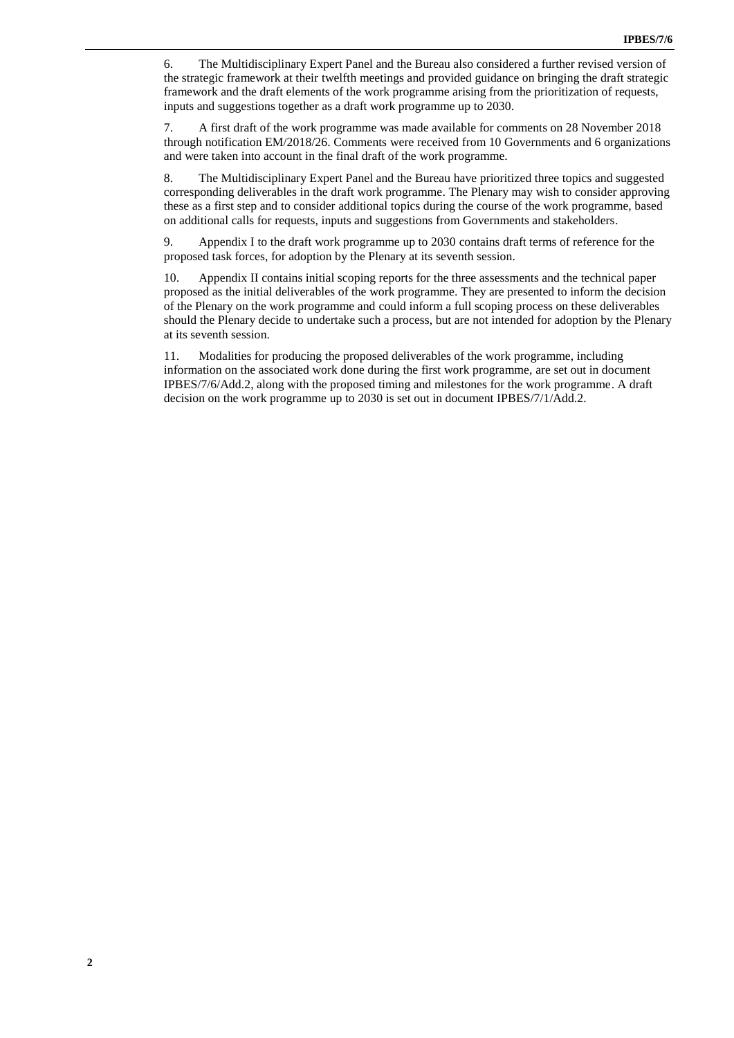6. The Multidisciplinary Expert Panel and the Bureau also considered a further revised version of the strategic framework at their twelfth meetings and provided guidance on bringing the draft strategic framework and the draft elements of the work programme arising from the prioritization of requests, inputs and suggestions together as a draft work programme up to 2030.

7. A first draft of the work programme was made available for comments on 28 November 2018 through notification EM/2018/26. Comments were received from 10 Governments and 6 organizations and were taken into account in the final draft of the work programme.

8. The Multidisciplinary Expert Panel and the Bureau have prioritized three topics and suggested corresponding deliverables in the draft work programme. The Plenary may wish to consider approving these as a first step and to consider additional topics during the course of the work programme, based on additional calls for requests, inputs and suggestions from Governments and stakeholders.

9. Appendix I to the draft work programme up to 2030 contains draft terms of reference for the proposed task forces, for adoption by the Plenary at its seventh session.

10. Appendix II contains initial scoping reports for the three assessments and the technical paper proposed as the initial deliverables of the work programme. They are presented to inform the decision of the Plenary on the work programme and could inform a full scoping process on these deliverables should the Plenary decide to undertake such a process, but are not intended for adoption by the Plenary at its seventh session.

11. Modalities for producing the proposed deliverables of the work programme, including information on the associated work done during the first work programme, are set out in document IPBES/7/6/Add.2, along with the proposed timing and milestones for the work programme. A draft decision on the work programme up to 2030 is set out in document IPBES/7/1/Add.2.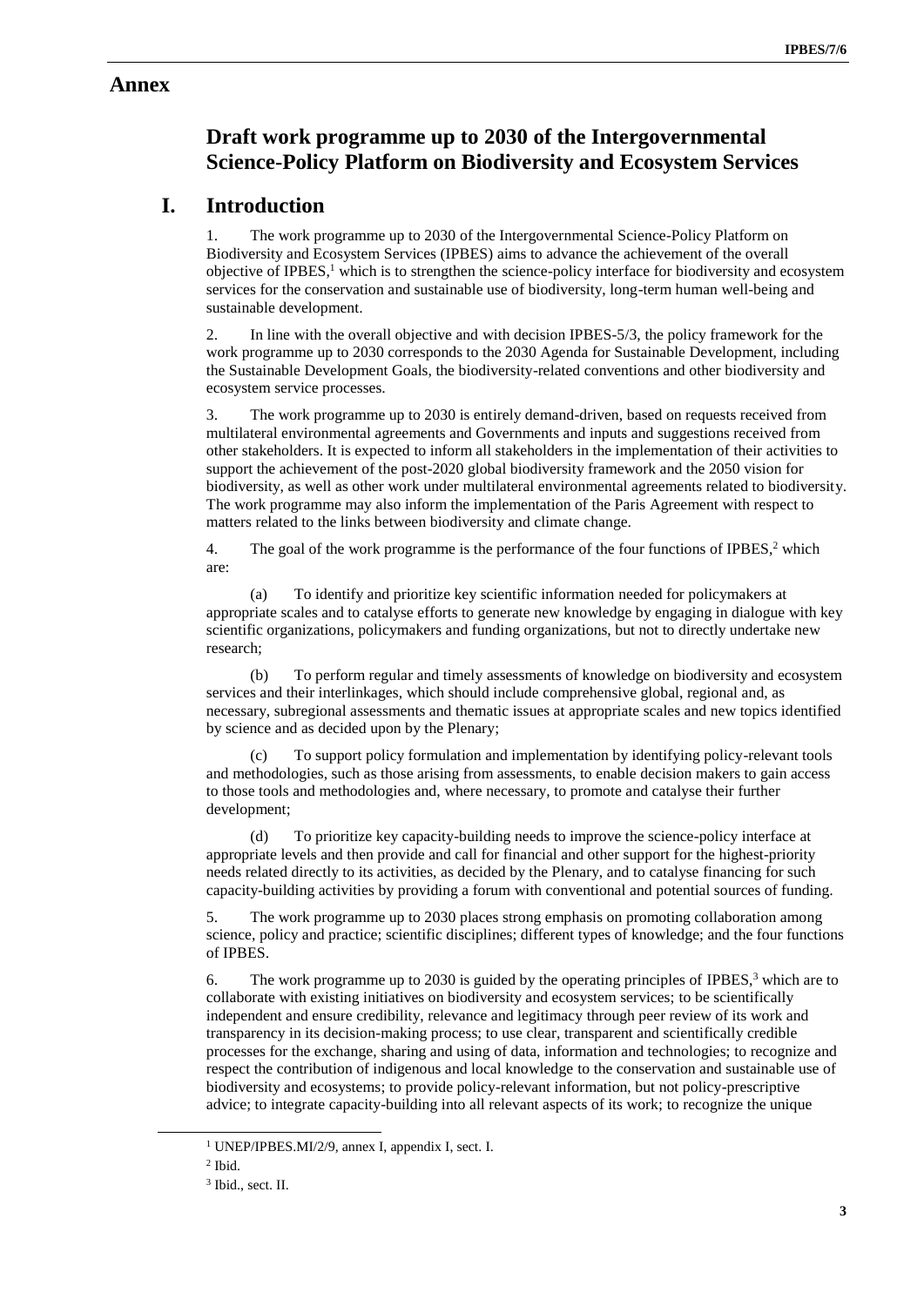# Annex

## Draft work programme up to 2030 of the Intergovernmental Science-Policy Platform on Biodiversity and Ecosystem Services

## I. Introduction

1. The work programme up to 2030 of the Intergovernmental Science-Policy Platform on Biodiversity and Ecosystem Services (IPBES) aims to advance the achievement of the overall objective of IPBES,[1] which is to strengthen the science-policy interface for biodiversity and ecosystem services for the conservation and sustainable use of biodiversity, long-term human well-being and sustainable development.

2. In line with the overall objective and with decision IPBES-5/3, the policy framework for the work programme up to 2030 corresponds to the 2030 Agenda for Sustainable Development, including the Sustainable Development Goals, the biodiversity-related conventions and other biodiversity and ecosystem service processes.

3. The work programme up to 2030 is entirely demand-driven, based on requests received from multilateral environmental agreements and Governments and inputs and suggestions received from other stakeholders. It is expected to inform all stakeholders in the implementation of their activities to support the achievement of the post-2020 global biodiversity framework and the 2050 vision for biodiversity, as well as other work under multilateral environmental agreements related to biodiversity. The work programme may also inform the implementation of the Paris Agreement with respect to matters related to the links between biodiversity and climate change.

4. The goal of the work programme is the performance of the four functions of IPBES,[2] which are:

(a) To identify and prioritize key scientific information needed for policymakers at appropriate scales and to catalyse efforts to generate new knowledge by engaging in dialogue with key scientific organizations, policymakers and funding organizations, but not to directly undertake new research;

(b) To perform regular and timely assessments of knowledge on biodiversity and ecosystem services and their interlinkages, which should include comprehensive global, regional and, as necessary, subregional assessments and thematic issues at appropriate scales and new topics identified by science and as decided upon by the Plenary;

(c) To support policy formulation and implementation by identifying policy-relevant tools and methodologies, such as those arising from assessments, to enable decision makers to gain access to those tools and methodologies and, where necessary, to promote and catalyse their further development;

(d) To prioritize key capacity-building needs to improve the science-policy interface at appropriate levels and then provide and call for financial and other support for the highest-priority needs related directly to its activities, as decided by the Plenary, and to catalyse financing for such capacity-building activities by providing a forum with conventional and potential sources of funding.

5. The work programme up to 2030 places strong emphasis on promoting collaboration among science, policy and practice; scientific disciplines; different types of knowledge; and the four functions of IPBES.

6. The work programme up to 2030 is guided by the operating principles of IPBES,[3] which are to collaborate with existing initiatives on biodiversity and ecosystem services; to be scientifically independent and ensure credibility, relevance and legitimacy through peer review of its work and transparency in its decision-making process; to use clear, transparent and scientifically credible processes for the exchange, sharing and using of data, information and technologies; to recognize and respect the contribution of indigenous and local knowledge to the conservation and sustainable use of biodiversity and ecosystems; to provide policy-relevant information, but not policy-prescriptive advice; to integrate capacity-building into all relevant aspects of its work; to recognize the unique

---

[1] UNEP/IPBES.MI/2/9, annex I, appendix I, sect. I.

[2] Ibid.

[3] Ibid., sect. II.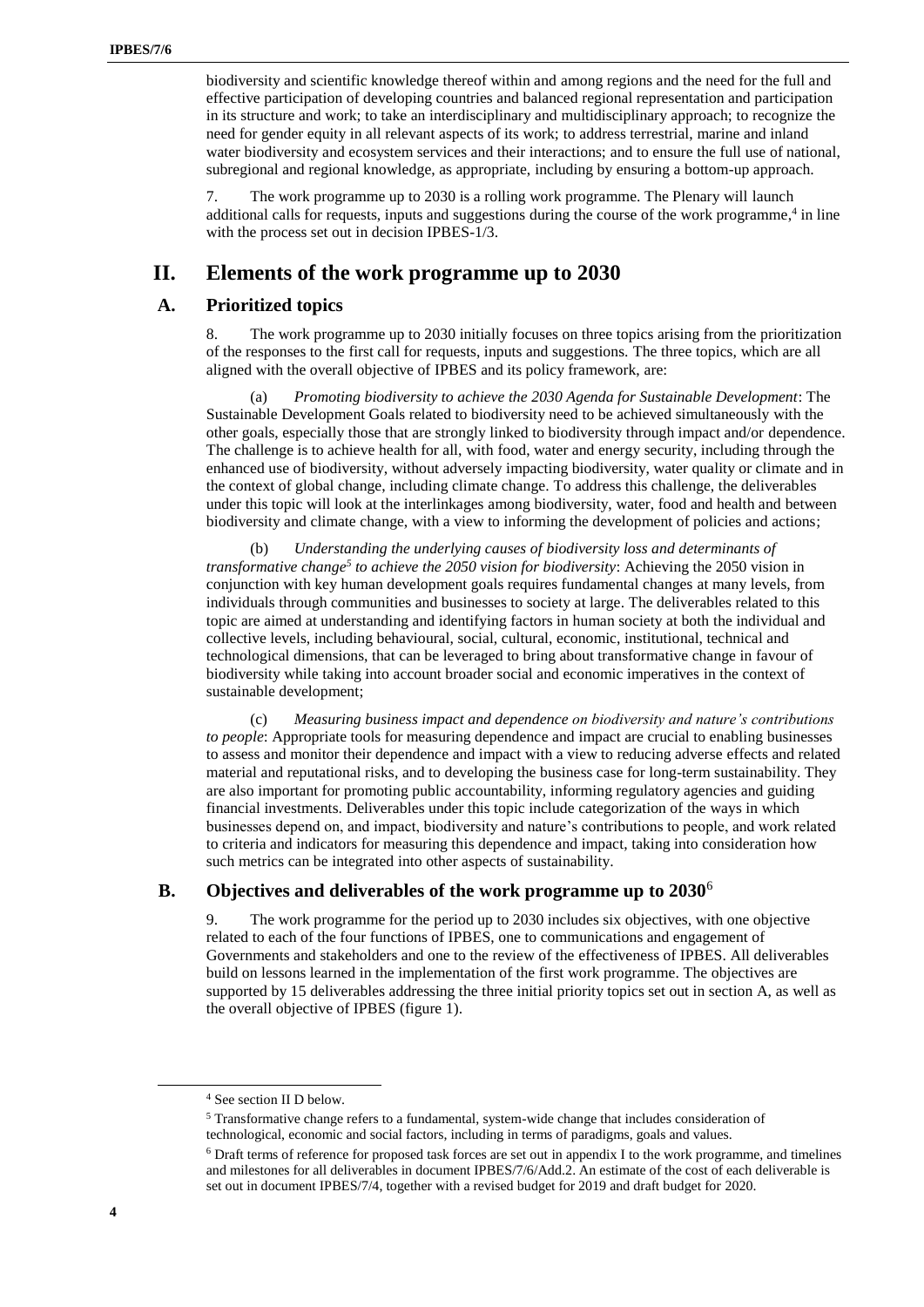biodiversity and scientific knowledge thereof within and among regions and the need for the full and effective participation of developing countries and balanced regional representation and participation in its structure and work; to take an interdisciplinary and multidisciplinary approach; to recognize the need for gender equity in all relevant aspects of its work; to address terrestrial, marine and inland water biodiversity and ecosystem services and their interactions; and to ensure the full use of national, subregional and regional knowledge, as appropriate, including by ensuring a bottom-up approach.

7. The work programme up to 2030 is a rolling work programme. The Plenary will launch additional calls for requests, inputs and suggestions during the course of the work programme,[4] in line with the process set out in decision IPBES-1/3.

# II. Elements of the work programme up to 2030

## A. Prioritized topics

8. The work programme up to 2030 initially focuses on three topics arising from the prioritization of the responses to the first call for requests, inputs and suggestions. The three topics, which are all aligned with the overall objective of IPBES and its policy framework, are:

(a) *Promoting biodiversity to achieve the 2030 Agenda for Sustainable Development*: The Sustainable Development Goals related to biodiversity need to be achieved simultaneously with the other goals, especially those that are strongly linked to biodiversity through impact and/or dependence. The challenge is to achieve health for all, with food, water and energy security, including through the enhanced use of biodiversity, without adversely impacting biodiversity, water quality or climate and in the context of global change, including climate change. To address this challenge, the deliverables under this topic will look at the interlinkages among biodiversity, water, food and health and between biodiversity and climate change, with a view to informing the development of policies and actions;

(b) *Understanding the underlying causes of biodiversity loss and determinants of transformative change[5] to achieve the 2050 vision for biodiversity*: Achieving the 2050 vision in conjunction with key human development goals requires fundamental changes at many levels, from individuals through communities and businesses to society at large. The deliverables related to this topic are aimed at understanding and identifying factors in human society at both the individual and collective levels, including behavioural, social, cultural, economic, institutional, technical and technological dimensions, that can be leveraged to bring about transformative change in favour of biodiversity while taking into account broader social and economic imperatives in the context of sustainable development;

(c) *Measuring business impact and dependence on biodiversity and nature's contributions to people*: Appropriate tools for measuring dependence and impact are crucial to enabling businesses to assess and monitor their dependence and impact with a view to reducing adverse effects and related material and reputational risks, and to developing the business case for long-term sustainability. They are also important for promoting public accountability, informing regulatory agencies and guiding financial investments. Deliverables under this topic include categorization of the ways in which businesses depend on, and impact, biodiversity and nature's contributions to people, and work related to criteria and indicators for measuring this dependence and impact, taking into consideration how such metrics can be integrated into other aspects of sustainability.

## B. Objectives and deliverables of the work programme up to 2030[6]

9. The work programme for the period up to 2030 includes six objectives, with one objective related to each of the four functions of IPBES, one to communications and engagement of Governments and stakeholders and one to the review of the effectiveness of IPBES. All deliverables build on lessons learned in the implementation of the first work programme. The objectives are supported by 15 deliverables addressing the three initial priority topics set out in section A, as well as the overall objective of IPBES (figure 1).

---

[4] See section II D below.

[5] Transformative change refers to a fundamental, system-wide change that includes consideration of technological, economic and social factors, including in terms of paradigms, goals and values.

[6] Draft terms of reference for proposed task forces are set out in appendix I to the work programme, and timelines and milestones for all deliverables in document IPBES/7/6/Add.2. An estimate of the cost of each deliverable is set out in document IPBES/7/4, together with a revised budget for 2019 and draft budget for 2020.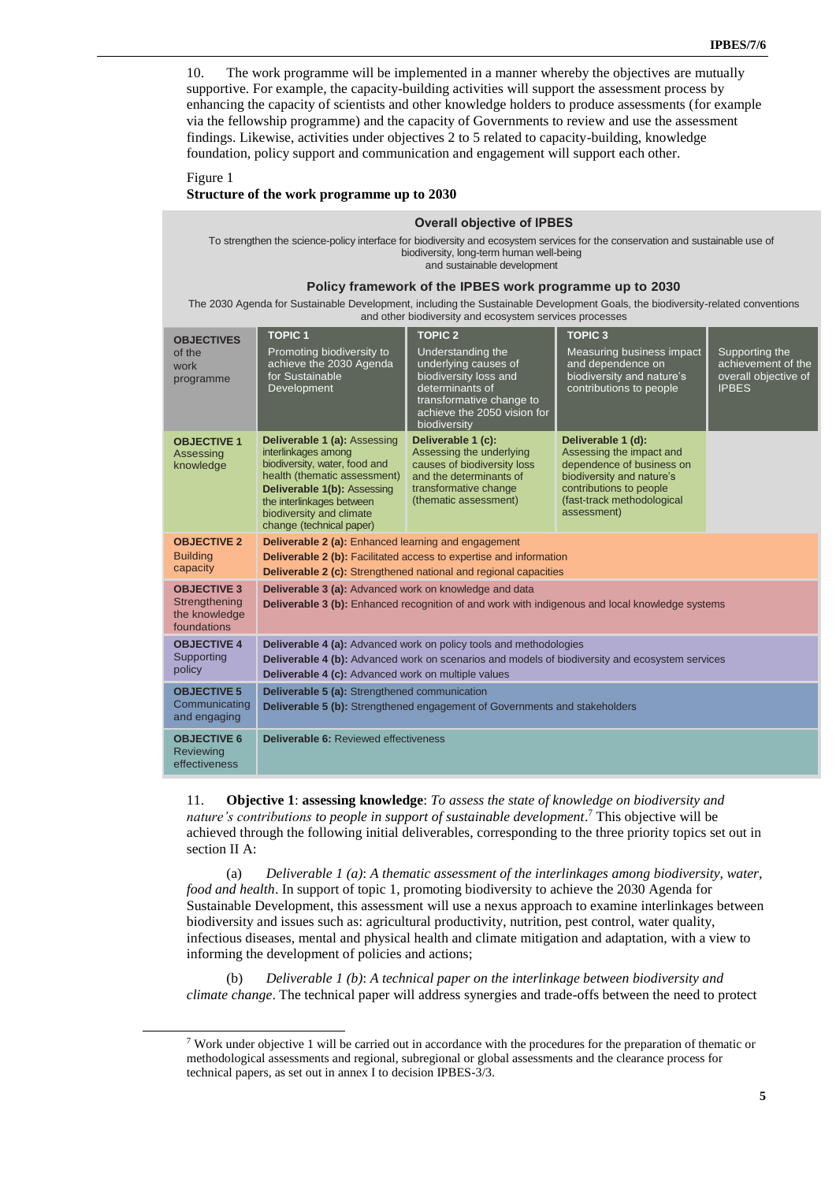10. The work programme will be implemented in a manner whereby the objectives are mutually supportive. For example, the capacity-building activities will support the assessment process by enhancing the capacity of scientists and other knowledge holders to produce assessments (for example via the fellowship programme) and the capacity of Governments to review and use the assessment findings. Likewise, activities under objectives 2 to 5 related to capacity-building, knowledge foundation, policy support and communication and engagement will support each other.

Figure 1
**Structure of the work programme up to 2030**

**Overall objective of IPBES**

To strengthen the science-policy interface for biodiversity and ecosystem services for the conservation and sustainable use of biodiversity, long-term human well-being and sustainable development

**Policy framework of the IPBES work programme up to 2030**

The 2030 Agenda for Sustainable Development, including the Sustainable Development Goals, the biodiversity-related conventions and other biodiversity and ecosystem services processes

| **OBJECTIVES** of the work programme | **TOPIC 1** Promoting biodiversity to achieve the 2030 Agenda for Sustainable Development | **TOPIC 2** Understanding the underlying causes of biodiversity loss and determinants of transformative change to achieve the 2050 vision for biodiversity | **TOPIC 3** Measuring business impact and dependence on biodiversity and nature's contributions to people | Supporting the achievement of the overall objective of IPBES |
|---|---|---|---|---|
| **OBJECTIVE 1** Assessing knowledge | **Deliverable 1 (a):** Assessing interlinkages among biodiversity, water, food and health (thematic assessment) **Deliverable 1(b):** Assessing the interlinkages between biodiversity and climate change (technical paper) | **Deliverable 1 (c):** Assessing the underlying causes of biodiversity loss and the determinants of transformative change (thematic assessment) | **Deliverable 1 (d):** Assessing the impact and dependence of business on biodiversity and nature's contributions to people (fast-track methodological assessment) | |
| **OBJECTIVE 2** Building capacity | **Deliverable 2 (a):** Enhanced learning and engagement **Deliverable 2 (b):** Facilitated access to expertise and information **Deliverable 2 (c):** Strengthened national and regional capacities | | | |
| **OBJECTIVE 3** Strengthening the knowledge foundations | **Deliverable 3 (a):** Advanced work on knowledge and data **Deliverable 3 (b):** Enhanced recognition of and work with indigenous and local knowledge systems | | | |
| **OBJECTIVE 4** Supporting policy | **Deliverable 4 (a):** Advanced work on policy tools and methodologies **Deliverable 4 (b):** Advanced work on scenarios and models of biodiversity and ecosystem services **Deliverable 4 (c):** Advanced work on multiple values | | | |
| **OBJECTIVE 5** Communicating and engaging | **Deliverable 5 (a):** Strengthened communication **Deliverable 5 (b):** Strengthened engagement of Governments and stakeholders | | | |
| **OBJECTIVE 6** Reviewing effectiveness | **Deliverable 6:** Reviewed effectiveness | | | |

11. **Objective 1**: **assessing knowledge**: *To assess the state of knowledge on biodiversity and nature's contributions to people in support of sustainable development*.[7] This objective will be achieved through the following initial deliverables, corresponding to the three priority topics set out in section II A:

(a) *Deliverable 1 (a)*: *A thematic assessment of the interlinkages among biodiversity, water, food and health*. In support of topic 1, promoting biodiversity to achieve the 2030 Agenda for Sustainable Development, this assessment will use a nexus approach to examine interlinkages between biodiversity and issues such as: agricultural productivity, nutrition, pest control, water quality, infectious diseases, mental and physical health and climate mitigation and adaptation, with a view to informing the development of policies and actions;

(b) *Deliverable 1 (b)*: *A technical paper on the interlinkage between biodiversity and climate change*. The technical paper will address synergies and trade-offs between the need to protect

[7] Work under objective 1 will be carried out in accordance with the procedures for the preparation of thematic or methodological assessments and regional, subregional or global assessments and the clearance process for technical papers, as set out in annex I to decision IPBES-3/3.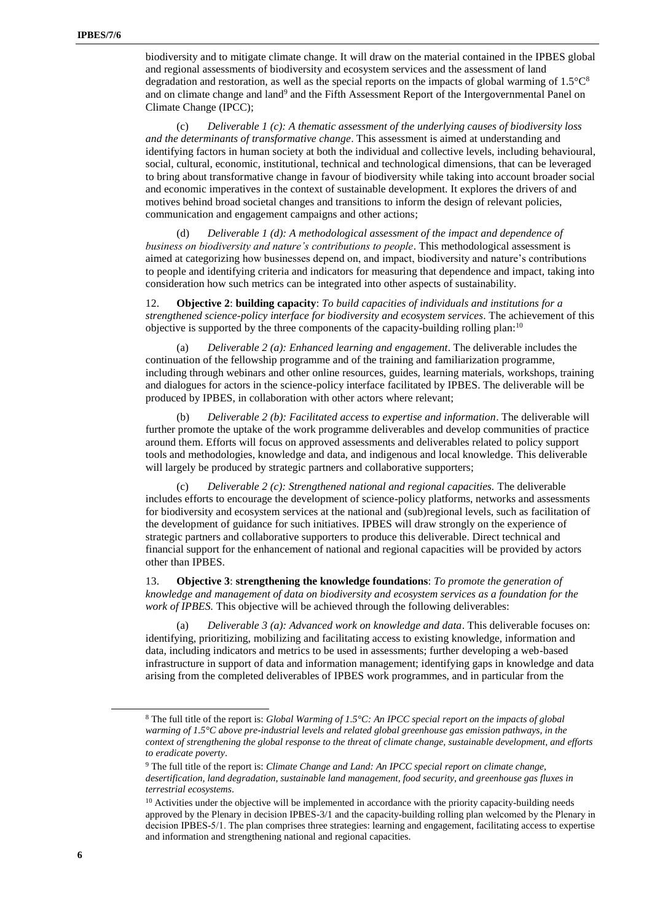biodiversity and to mitigate climate change. It will draw on the material contained in the IPBES global and regional assessments of biodiversity and ecosystem services and the assessment of land degradation and restoration, as well as the special reports on the impacts of global warming of 1.5°C[8] and on climate change and land[9] and the Fifth Assessment Report of the Intergovernmental Panel on Climate Change (IPCC);

(c) *Deliverable 1 (c): A thematic assessment of the underlying causes of biodiversity loss and the determinants of transformative change*. This assessment is aimed at understanding and identifying factors in human society at both the individual and collective levels, including behavioural, social, cultural, economic, institutional, technical and technological dimensions, that can be leveraged to bring about transformative change in favour of biodiversity while taking into account broader social and economic imperatives in the context of sustainable development. It explores the drivers of and motives behind broad societal changes and transitions to inform the design of relevant policies, communication and engagement campaigns and other actions;

(d) *Deliverable 1 (d): A methodological assessment of the impact and dependence of business on biodiversity and nature's contributions to people*. This methodological assessment is aimed at categorizing how businesses depend on, and impact, biodiversity and nature's contributions to people and identifying criteria and indicators for measuring that dependence and impact, taking into consideration how such metrics can be integrated into other aspects of sustainability.

12. **Objective 2**: **building capacity**: *To build capacities of individuals and institutions for a strengthened science-policy interface for biodiversity and ecosystem services*. The achievement of this objective is supported by the three components of the capacity-building rolling plan:[10]

(a) *Deliverable 2 (a): Enhanced learning and engagement*. The deliverable includes the continuation of the fellowship programme and of the training and familiarization programme, including through webinars and other online resources, guides, learning materials, workshops, training and dialogues for actors in the science-policy interface facilitated by IPBES. The deliverable will be produced by IPBES, in collaboration with other actors where relevant;

(b) *Deliverable 2 (b): Facilitated access to expertise and information*. The deliverable will further promote the uptake of the work programme deliverables and develop communities of practice around them. Efforts will focus on approved assessments and deliverables related to policy support tools and methodologies, knowledge and data, and indigenous and local knowledge. This deliverable will largely be produced by strategic partners and collaborative supporters;

(c) *Deliverable 2 (c): Strengthened national and regional capacities.* The deliverable includes efforts to encourage the development of science-policy platforms, networks and assessments for biodiversity and ecosystem services at the national and (sub)regional levels, such as facilitation of the development of guidance for such initiatives. IPBES will draw strongly on the experience of strategic partners and collaborative supporters to produce this deliverable. Direct technical and financial support for the enhancement of national and regional capacities will be provided by actors other than IPBES.

13. **Objective 3**: **strengthening the knowledge foundations**: *To promote the generation of knowledge and management of data on biodiversity and ecosystem services as a foundation for the work of IPBES.* This objective will be achieved through the following deliverables:

(a) *Deliverable 3 (a): Advanced work on knowledge and data*. This deliverable focuses on: identifying, prioritizing, mobilizing and facilitating access to existing knowledge, information and data, including indicators and metrics to be used in assessments; further developing a web-based infrastructure in support of data and information management; identifying gaps in knowledge and data arising from the completed deliverables of IPBES work programmes, and in particular from the

---

[8] The full title of the report is: *Global Warming of 1.5°C: An IPCC special report on the impacts of global warming of 1.5°C above pre-industrial levels and related global greenhouse gas emission pathways, in the context of strengthening the global response to the threat of climate change, sustainable development, and efforts to eradicate poverty*.

[9] The full title of the report is: *Climate Change and Land: An IPCC special report on climate change, desertification, land degradation, sustainable land management, food security, and greenhouse gas fluxes in terrestrial ecosystems*.

[10] Activities under the objective will be implemented in accordance with the priority capacity-building needs approved by the Plenary in decision IPBES-3/1 and the capacity-building rolling plan welcomed by the Plenary in decision IPBES-5/1. The plan comprises three strategies: learning and engagement, facilitating access to expertise and information and strengthening national and regional capacities.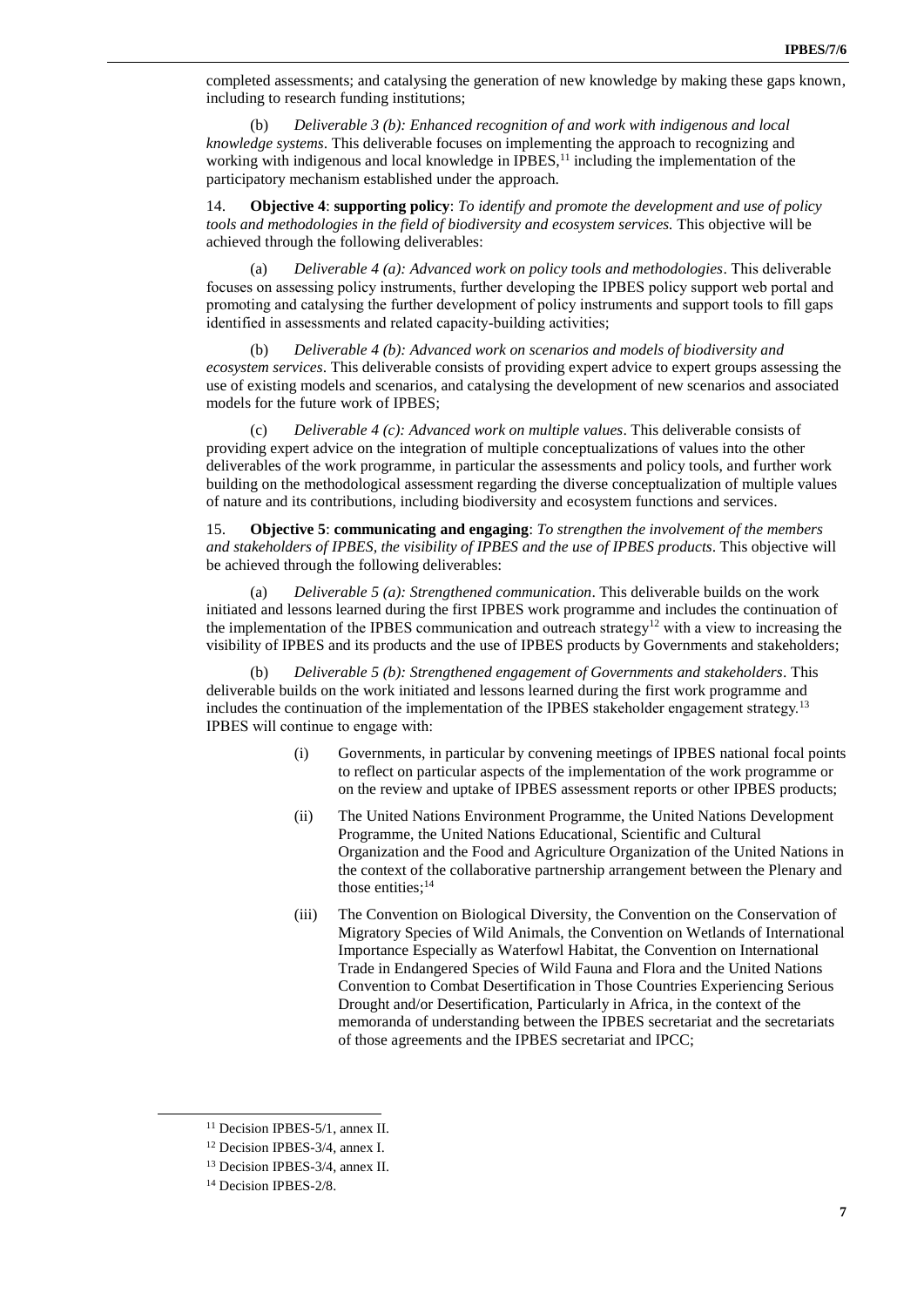completed assessments; and catalysing the generation of new knowledge by making these gaps known, including to research funding institutions;

(b) *Deliverable 3 (b): Enhanced recognition of and work with indigenous and local knowledge systems*. This deliverable focuses on implementing the approach to recognizing and working with indigenous and local knowledge in IPBES,[11] including the implementation of the participatory mechanism established under the approach.

14. **Objective 4**: **supporting policy**: *To identify and promote the development and use of policy tools and methodologies in the field of biodiversity and ecosystem services.* This objective will be achieved through the following deliverables:

(a) *Deliverable 4 (a): Advanced work on policy tools and methodologies*. This deliverable focuses on assessing policy instruments, further developing the IPBES policy support web portal and promoting and catalysing the further development of policy instruments and support tools to fill gaps identified in assessments and related capacity-building activities;

(b) *Deliverable 4 (b): Advanced work on scenarios and models of biodiversity and ecosystem services*. This deliverable consists of providing expert advice to expert groups assessing the use of existing models and scenarios, and catalysing the development of new scenarios and associated models for the future work of IPBES;

(c) *Deliverable 4 (c): Advanced work on multiple values*. This deliverable consists of providing expert advice on the integration of multiple conceptualizations of values into the other deliverables of the work programme, in particular the assessments and policy tools, and further work building on the methodological assessment regarding the diverse conceptualization of multiple values of nature and its contributions, including biodiversity and ecosystem functions and services.

15. **Objective 5**: **communicating and engaging**: *To strengthen the involvement of the members and stakeholders of IPBES, the visibility of IPBES and the use of IPBES products*. This objective will be achieved through the following deliverables:

(a) *Deliverable 5 (a): Strengthened communication*. This deliverable builds on the work initiated and lessons learned during the first IPBES work programme and includes the continuation of the implementation of the IPBES communication and outreach strategy[12] with a view to increasing the visibility of IPBES and its products and the use of IPBES products by Governments and stakeholders;

(b) *Deliverable 5 (b): Strengthened engagement of Governments and stakeholders*. This deliverable builds on the work initiated and lessons learned during the first work programme and includes the continuation of the implementation of the IPBES stakeholder engagement strategy.[13] IPBES will continue to engage with:

- (i) Governments, in particular by convening meetings of IPBES national focal points to reflect on particular aspects of the implementation of the work programme or on the review and uptake of IPBES assessment reports or other IPBES products;
- (ii) The United Nations Environment Programme, the United Nations Development Programme, the United Nations Educational, Scientific and Cultural Organization and the Food and Agriculture Organization of the United Nations in the context of the collaborative partnership arrangement between the Plenary and those entities;[14]
- (iii) The Convention on Biological Diversity, the Convention on the Conservation of Migratory Species of Wild Animals, the Convention on Wetlands of International Importance Especially as Waterfowl Habitat, the Convention on International Trade in Endangered Species of Wild Fauna and Flora and the United Nations Convention to Combat Desertification in Those Countries Experiencing Serious Drought and/or Desertification, Particularly in Africa, in the context of the memoranda of understanding between the IPBES secretariat and the secretariats of those agreements and the IPBES secretariat and IPCC;

[11] Decision IPBES-5/1, annex II.

[12] Decision IPBES-3/4, annex I.

[13] Decision IPBES-3/4, annex II.

[14] Decision IPBES-2/8.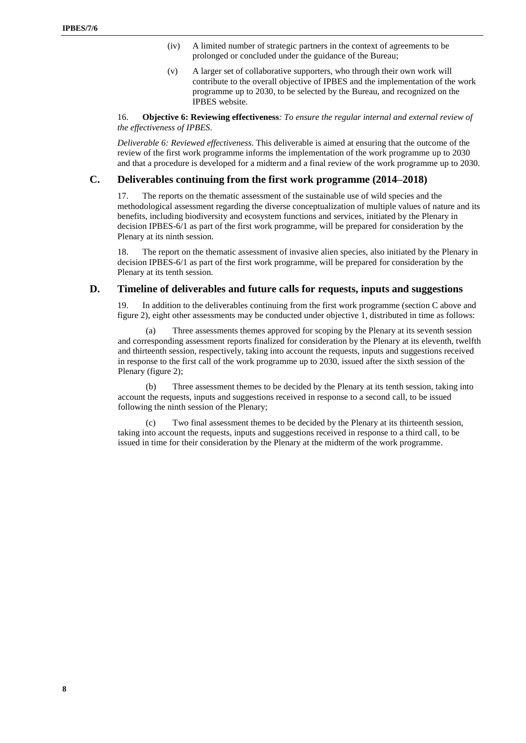(iv) A limited number of strategic partners in the context of agreements to be prolonged or concluded under the guidance of the Bureau;

(v) A larger set of collaborative supporters, who through their own work will contribute to the overall objective of IPBES and the implementation of the work programme up to 2030, to be selected by the Bureau, and recognized on the IPBES website.

16. **Objective 6: Reviewing effectiveness**: *To ensure the regular internal and external review of the effectiveness of IPBES.*

*Deliverable 6: Reviewed effectiveness.* This deliverable is aimed at ensuring that the outcome of the review of the first work programme informs the implementation of the work programme up to 2030 and that a procedure is developed for a midterm and a final review of the work programme up to 2030.

## C. Deliverables continuing from the first work programme (2014–2018)

17. The reports on the thematic assessment of the sustainable use of wild species and the methodological assessment regarding the diverse conceptualization of multiple values of nature and its benefits, including biodiversity and ecosystem functions and services, initiated by the Plenary in decision IPBES-6/1 as part of the first work programme, will be prepared for consideration by the Plenary at its ninth session.

18. The report on the thematic assessment of invasive alien species, also initiated by the Plenary in decision IPBES-6/1 as part of the first work programme, will be prepared for consideration by the Plenary at its tenth session.

## D. Timeline of deliverables and future calls for requests, inputs and suggestions

19. In addition to the deliverables continuing from the first work programme (section C above and figure 2), eight other assessments may be conducted under objective 1, distributed in time as follows:

(a) Three assessments themes approved for scoping by the Plenary at its seventh session and corresponding assessment reports finalized for consideration by the Plenary at its eleventh, twelfth and thirteenth session, respectively, taking into account the requests, inputs and suggestions received in response to the first call of the work programme up to 2030, issued after the sixth session of the Plenary (figure 2);

(b) Three assessment themes to be decided by the Plenary at its tenth session, taking into account the requests, inputs and suggestions received in response to a second call, to be issued following the ninth session of the Plenary;

(c) Two final assessment themes to be decided by the Plenary at its thirteenth session, taking into account the requests, inputs and suggestions received in response to a third call, to be issued in time for their consideration by the Plenary at the midterm of the work programme.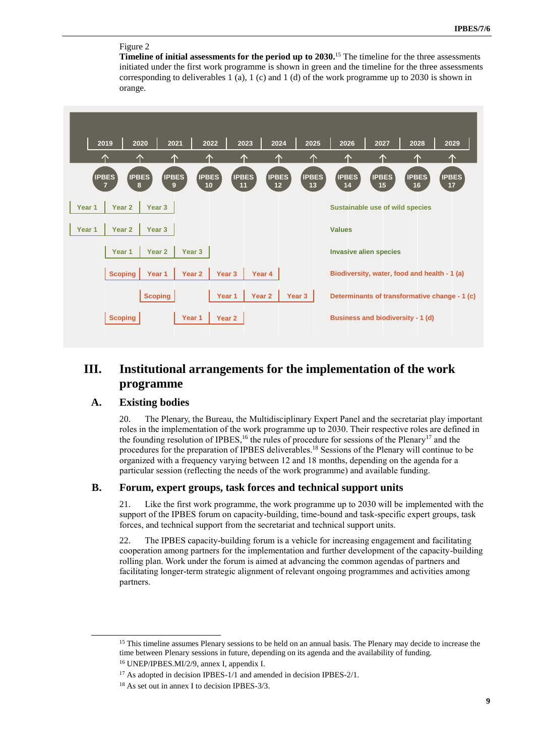Figure 2

**Timeline of initial assessments for the period up to 2030.**[15] The timeline for the three assessments initiated under the first work programme is shown in green and the timeline for the three assessments corresponding to deliverables 1 (a), 1 (c) and 1 (d) of the work programme up to 2030 is shown in orange.

| 2019 | 2020 | 2021 | 2022 | 2023 | 2024 | 2025 | 2026 | 2027 | 2028 | 2029 |
|---|---|---|---|---|---|---|---|---|---|---|
| IPBES 7 | IPBES 8 | IPBES 9 | IPBES 10 | IPBES 11 | IPBES 12 | IPBES 13 | IPBES 14 | IPBES 15 | IPBES 16 | IPBES 17 |

| Assessment | Up to IPBES 7 | IPBES 7–8 | IPBES 8–9 | IPBES 9–10 | IPBES 10–11 | IPBES 11–12 | IPBES 12–13 |
|---|---|---|---|---|---|---|---|
| Sustainable use of wild species | Year 1 | Year 2 | Year 3 | | | | |
| Values | Year 1 | Year 2 | Year 3 | | | | |
| Invasive alien species | | Year 1 | Year 2 | Year 3 | | | |
| Biodiversity, water, food and health - 1 (a) | | Scoping | Year 1 | Year 2 | Year 3 | Year 4 | |
| Determinants of transformative change - 1 (c) | | | Scoping | | Year 1 | Year 2 | Year 3 |
| Business and biodiversity - 1 (d) | | Scoping | | Year 1 | Year 2 | | |

# III. Institutional arrangements for the implementation of the work programme

## A. Existing bodies

20. The Plenary, the Bureau, the Multidisciplinary Expert Panel and the secretariat play important roles in the implementation of the work programme up to 2030. Their respective roles are defined in the founding resolution of IPBES,[16] the rules of procedure for sessions of the Plenary[17] and the procedures for the preparation of IPBES deliverables.[18] Sessions of the Plenary will continue to be organized with a frequency varying between 12 and 18 months, depending on the agenda for a particular session (reflecting the needs of the work programme) and available funding.

## B. Forum, expert groups, task forces and technical support units

21. Like the first work programme, the work programme up to 2030 will be implemented with the support of the IPBES forum on capacity-building, time-bound and task-specific expert groups, task forces, and technical support from the secretariat and technical support units.

22. The IPBES capacity-building forum is a vehicle for increasing engagement and facilitating cooperation among partners for the implementation and further development of the capacity-building rolling plan. Work under the forum is aimed at advancing the common agendas of partners and facilitating longer-term strategic alignment of relevant ongoing programmes and activities among partners.

---

[15] This timeline assumes Plenary sessions to be held on an annual basis. The Plenary may decide to increase the time between Plenary sessions in future, depending on its agenda and the availability of funding.

[16] UNEP/IPBES.MI/2/9, annex I, appendix I.

[17] As adopted in decision IPBES-1/1 and amended in decision IPBES-2/1.

[18] As set out in annex I to decision IPBES-3/3.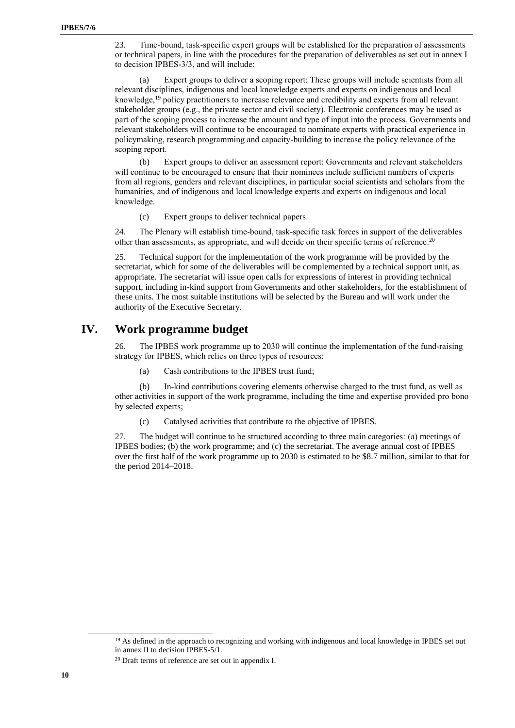23. Time-bound, task-specific expert groups will be established for the preparation of assessments or technical papers, in line with the procedures for the preparation of deliverables as set out in annex I to decision IPBES-3/3, and will include:

(a) Expert groups to deliver a scoping report: These groups will include scientists from all relevant disciplines, indigenous and local knowledge experts and experts on indigenous and local knowledge,[19] policy practitioners to increase relevance and credibility and experts from all relevant stakeholder groups (e.g., the private sector and civil society). Electronic conferences may be used as part of the scoping process to increase the amount and type of input into the process. Governments and relevant stakeholders will continue to be encouraged to nominate experts with practical experience in policymaking, research programming and capacity-building to increase the policy relevance of the scoping report.

(b) Expert groups to deliver an assessment report: Governments and relevant stakeholders will continue to be encouraged to ensure that their nominees include sufficient numbers of experts from all regions, genders and relevant disciplines, in particular social scientists and scholars from the humanities, and of indigenous and local knowledge experts and experts on indigenous and local knowledge.

(c) Expert groups to deliver technical papers.

24. The Plenary will establish time-bound, task-specific task forces in support of the deliverables other than assessments, as appropriate, and will decide on their specific terms of reference.[20]

25. Technical support for the implementation of the work programme will be provided by the secretariat, which for some of the deliverables will be complemented by a technical support unit, as appropriate. The secretariat will issue open calls for expressions of interest in providing technical support, including in-kind support from Governments and other stakeholders, for the establishment of these units. The most suitable institutions will be selected by the Bureau and will work under the authority of the Executive Secretary.

# IV. Work programme budget

26. The IPBES work programme up to 2030 will continue the implementation of the fund-raising strategy for IPBES, which relies on three types of resources:

(a) Cash contributions to the IPBES trust fund;

(b) In-kind contributions covering elements otherwise charged to the trust fund, as well as other activities in support of the work programme, including the time and expertise provided pro bono by selected experts;

(c) Catalysed activities that contribute to the objective of IPBES.

27. The budget will continue to be structured according to three main categories: (a) meetings of IPBES bodies; (b) the work programme; and (c) the secretariat. The average annual cost of IPBES over the first half of the work programme up to 2030 is estimated to be $8.7 million, similar to that for the period 2014–2018.

[19] As defined in the approach to recognizing and working with indigenous and local knowledge in IPBES set out in annex II to decision IPBES-5/1.

[20] Draft terms of reference are set out in appendix I.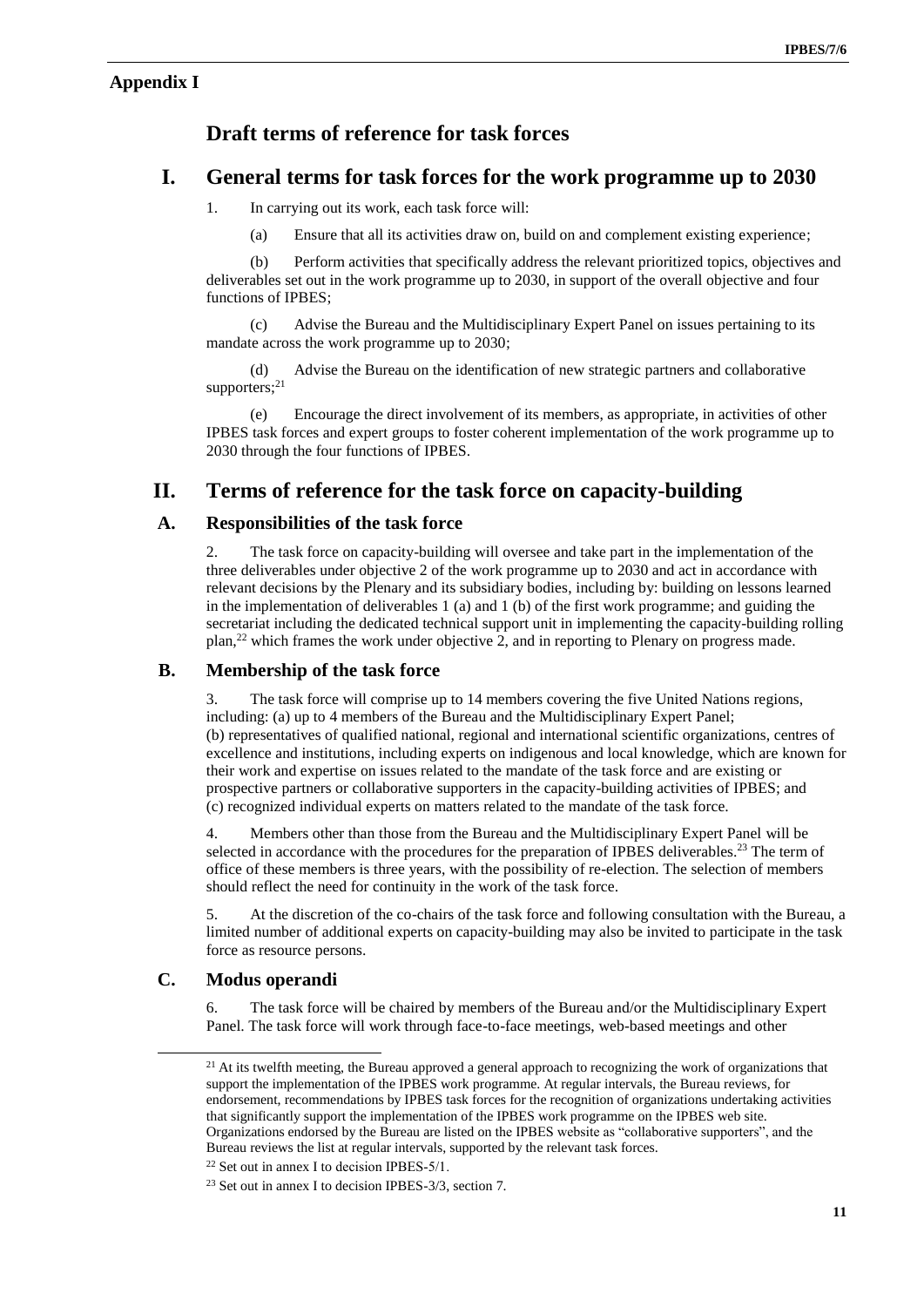## Appendix I

# Draft terms of reference for task forces

## I. General terms for task forces for the work programme up to 2030

1. In carrying out its work, each task force will:

(a) Ensure that all its activities draw on, build on and complement existing experience;

(b) Perform activities that specifically address the relevant prioritized topics, objectives and deliverables set out in the work programme up to 2030, in support of the overall objective and four functions of IPBES;

(c) Advise the Bureau and the Multidisciplinary Expert Panel on issues pertaining to its mandate across the work programme up to 2030;

(d) Advise the Bureau on the identification of new strategic partners and collaborative supporters;[21]

(e) Encourage the direct involvement of its members, as appropriate, in activities of other IPBES task forces and expert groups to foster coherent implementation of the work programme up to 2030 through the four functions of IPBES.

## II. Terms of reference for the task force on capacity-building

### A. Responsibilities of the task force

2. The task force on capacity-building will oversee and take part in the implementation of the three deliverables under objective 2 of the work programme up to 2030 and act in accordance with relevant decisions by the Plenary and its subsidiary bodies, including by: building on lessons learned in the implementation of deliverables 1 (a) and 1 (b) of the first work programme; and guiding the secretariat including the dedicated technical support unit in implementing the capacity-building rolling plan,[22] which frames the work under objective 2, and in reporting to Plenary on progress made.

### B. Membership of the task force

3. The task force will comprise up to 14 members covering the five United Nations regions, including: (a) up to 4 members of the Bureau and the Multidisciplinary Expert Panel; (b) representatives of qualified national, regional and international scientific organizations, centres of excellence and institutions, including experts on indigenous and local knowledge, which are known for their work and expertise on issues related to the mandate of the task force and are existing or prospective partners or collaborative supporters in the capacity-building activities of IPBES; and (c) recognized individual experts on matters related to the mandate of the task force.

4. Members other than those from the Bureau and the Multidisciplinary Expert Panel will be selected in accordance with the procedures for the preparation of IPBES deliverables.[23] The term of office of these members is three years, with the possibility of re-election. The selection of members should reflect the need for continuity in the work of the task force.

5. At the discretion of the co-chairs of the task force and following consultation with the Bureau, a limited number of additional experts on capacity-building may also be invited to participate in the task force as resource persons.

### C. Modus operandi

6. The task force will be chaired by members of the Bureau and/or the Multidisciplinary Expert Panel. The task force will work through face-to-face meetings, web-based meetings and other

---

[21] At its twelfth meeting, the Bureau approved a general approach to recognizing the work of organizations that support the implementation of the IPBES work programme. At regular intervals, the Bureau reviews, for endorsement, recommendations by IPBES task forces for the recognition of organizations undertaking activities that significantly support the implementation of the IPBES work programme on the IPBES web site. Organizations endorsed by the Bureau are listed on the IPBES website as "collaborative supporters", and the Bureau reviews the list at regular intervals, supported by the relevant task forces.

[22] Set out in annex I to decision IPBES-5/1.

[23] Set out in annex I to decision IPBES-3/3, section 7.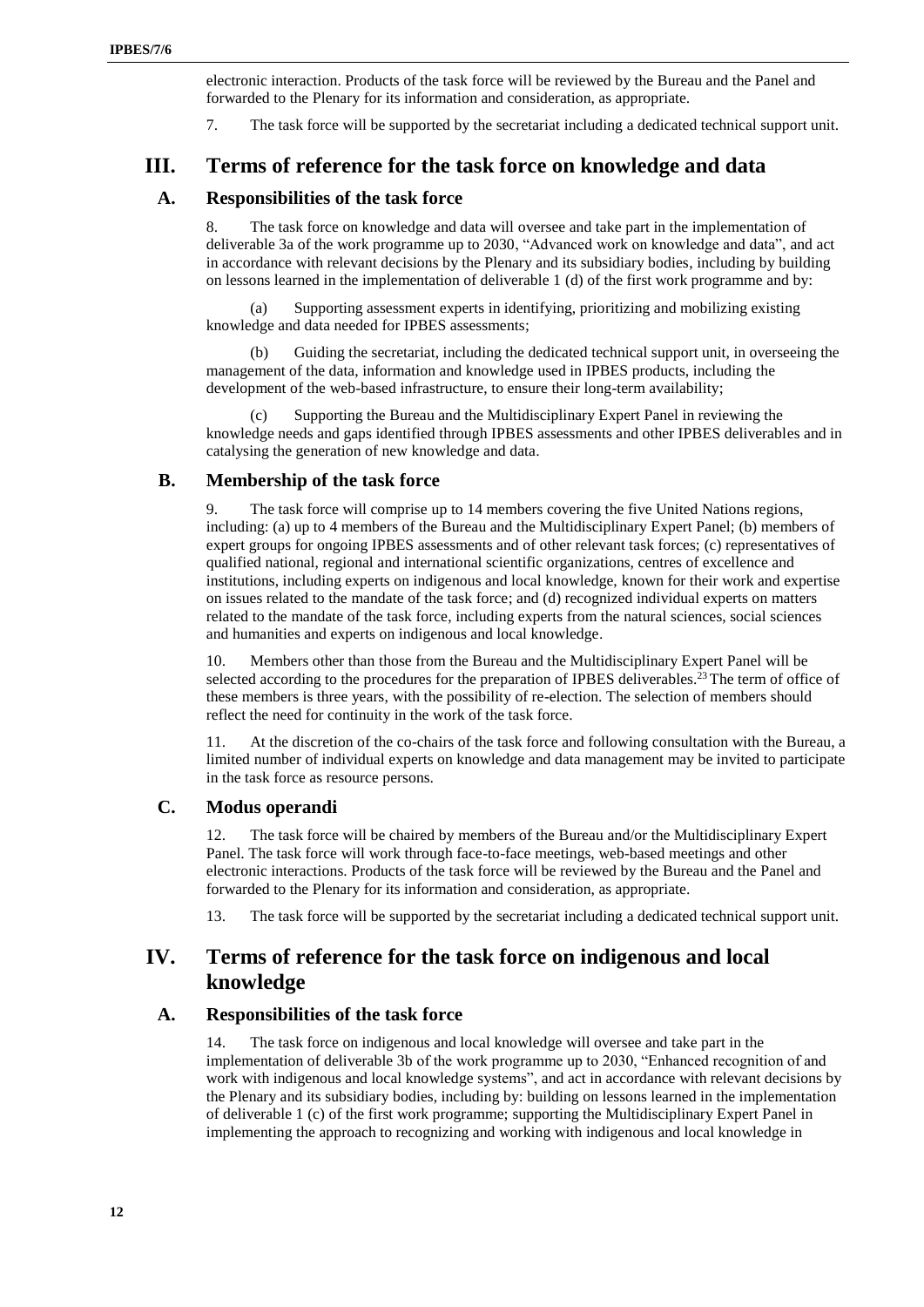electronic interaction. Products of the task force will be reviewed by the Bureau and the Panel and forwarded to the Plenary for its information and consideration, as appropriate.

7. The task force will be supported by the secretariat including a dedicated technical support unit.

# III. Terms of reference for the task force on knowledge and data

## A. Responsibilities of the task force

8. The task force on knowledge and data will oversee and take part in the implementation of deliverable 3a of the work programme up to 2030, "Advanced work on knowledge and data", and act in accordance with relevant decisions by the Plenary and its subsidiary bodies, including by building on lessons learned in the implementation of deliverable 1 (d) of the first work programme and by:

(a) Supporting assessment experts in identifying, prioritizing and mobilizing existing knowledge and data needed for IPBES assessments;

(b) Guiding the secretariat, including the dedicated technical support unit, in overseeing the management of the data, information and knowledge used in IPBES products, including the development of the web-based infrastructure, to ensure their long-term availability;

(c) Supporting the Bureau and the Multidisciplinary Expert Panel in reviewing the knowledge needs and gaps identified through IPBES assessments and other IPBES deliverables and in catalysing the generation of new knowledge and data.

## B. Membership of the task force

9. The task force will comprise up to 14 members covering the five United Nations regions, including: (a) up to 4 members of the Bureau and the Multidisciplinary Expert Panel; (b) members of expert groups for ongoing IPBES assessments and of other relevant task forces; (c) representatives of qualified national, regional and international scientific organizations, centres of excellence and institutions, including experts on indigenous and local knowledge, known for their work and expertise on issues related to the mandate of the task force; and (d) recognized individual experts on matters related to the mandate of the task force, including experts from the natural sciences, social sciences and humanities and experts on indigenous and local knowledge.

10. Members other than those from the Bureau and the Multidisciplinary Expert Panel will be selected according to the procedures for the preparation of IPBES deliverables.[23] The term of office of these members is three years, with the possibility of re-election. The selection of members should reflect the need for continuity in the work of the task force.

11. At the discretion of the co-chairs of the task force and following consultation with the Bureau, a limited number of individual experts on knowledge and data management may be invited to participate in the task force as resource persons.

## C. Modus operandi

12. The task force will be chaired by members of the Bureau and/or the Multidisciplinary Expert Panel. The task force will work through face-to-face meetings, web-based meetings and other electronic interactions. Products of the task force will be reviewed by the Bureau and the Panel and forwarded to the Plenary for its information and consideration, as appropriate.

13. The task force will be supported by the secretariat including a dedicated technical support unit.

# IV. Terms of reference for the task force on indigenous and local knowledge

## A. Responsibilities of the task force

14. The task force on indigenous and local knowledge will oversee and take part in the implementation of deliverable 3b of the work programme up to 2030, "Enhanced recognition of and work with indigenous and local knowledge systems", and act in accordance with relevant decisions by the Plenary and its subsidiary bodies, including by: building on lessons learned in the implementation of deliverable 1 (c) of the first work programme; supporting the Multidisciplinary Expert Panel in implementing the approach to recognizing and working with indigenous and local knowledge in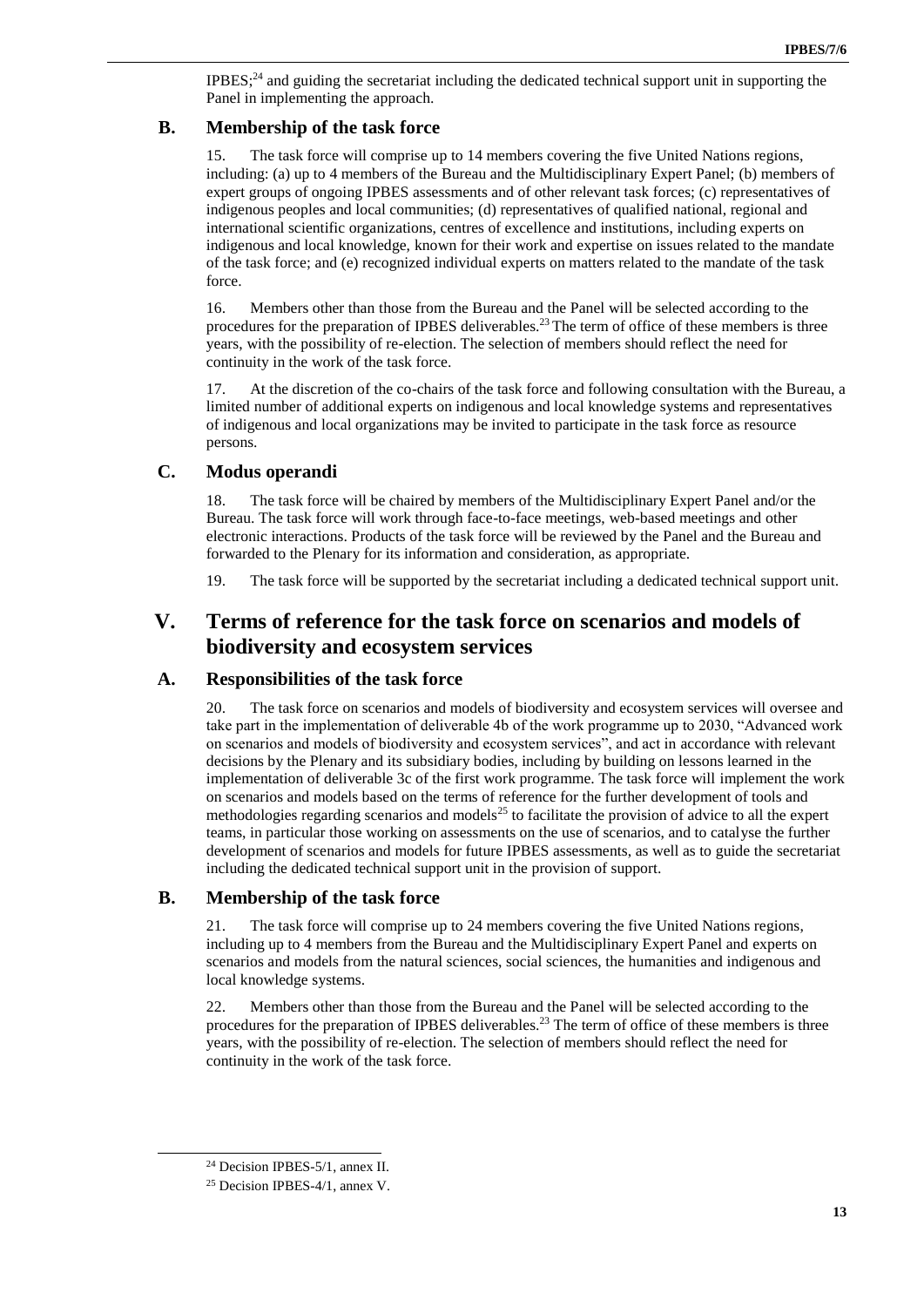IPBES;[24] and guiding the secretariat including the dedicated technical support unit in supporting the Panel in implementing the approach.

### B. Membership of the task force

15. The task force will comprise up to 14 members covering the five United Nations regions, including: (a) up to 4 members of the Bureau and the Multidisciplinary Expert Panel; (b) members of expert groups of ongoing IPBES assessments and of other relevant task forces; (c) representatives of indigenous peoples and local communities; (d) representatives of qualified national, regional and international scientific organizations, centres of excellence and institutions, including experts on indigenous and local knowledge, known for their work and expertise on issues related to the mandate of the task force; and (e) recognized individual experts on matters related to the mandate of the task force.

16. Members other than those from the Bureau and the Panel will be selected according to the procedures for the preparation of IPBES deliverables.[23] The term of office of these members is three years, with the possibility of re-election. The selection of members should reflect the need for continuity in the work of the task force.

17. At the discretion of the co-chairs of the task force and following consultation with the Bureau, a limited number of additional experts on indigenous and local knowledge systems and representatives of indigenous and local organizations may be invited to participate in the task force as resource persons.

### C. Modus operandi

18. The task force will be chaired by members of the Multidisciplinary Expert Panel and/or the Bureau. The task force will work through face-to-face meetings, web-based meetings and other electronic interactions. Products of the task force will be reviewed by the Panel and the Bureau and forwarded to the Plenary for its information and consideration, as appropriate.

19. The task force will be supported by the secretariat including a dedicated technical support unit.

## V. Terms of reference for the task force on scenarios and models of biodiversity and ecosystem services

### A. Responsibilities of the task force

20. The task force on scenarios and models of biodiversity and ecosystem services will oversee and take part in the implementation of deliverable 4b of the work programme up to 2030, "Advanced work on scenarios and models of biodiversity and ecosystem services", and act in accordance with relevant decisions by the Plenary and its subsidiary bodies, including by building on lessons learned in the implementation of deliverable 3c of the first work programme. The task force will implement the work on scenarios and models based on the terms of reference for the further development of tools and methodologies regarding scenarios and models[25] to facilitate the provision of advice to all the expert teams, in particular those working on assessments on the use of scenarios, and to catalyse the further development of scenarios and models for future IPBES assessments, as well as to guide the secretariat including the dedicated technical support unit in the provision of support.

### B. Membership of the task force

21. The task force will comprise up to 24 members covering the five United Nations regions, including up to 4 members from the Bureau and the Multidisciplinary Expert Panel and experts on scenarios and models from the natural sciences, social sciences, the humanities and indigenous and local knowledge systems.

22. Members other than those from the Bureau and the Panel will be selected according to the procedures for the preparation of IPBES deliverables.[23] The term of office of these members is three years, with the possibility of re-election. The selection of members should reflect the need for continuity in the work of the task force.

---

[24] Decision IPBES-5/1, annex II.

[25] Decision IPBES-4/1, annex V.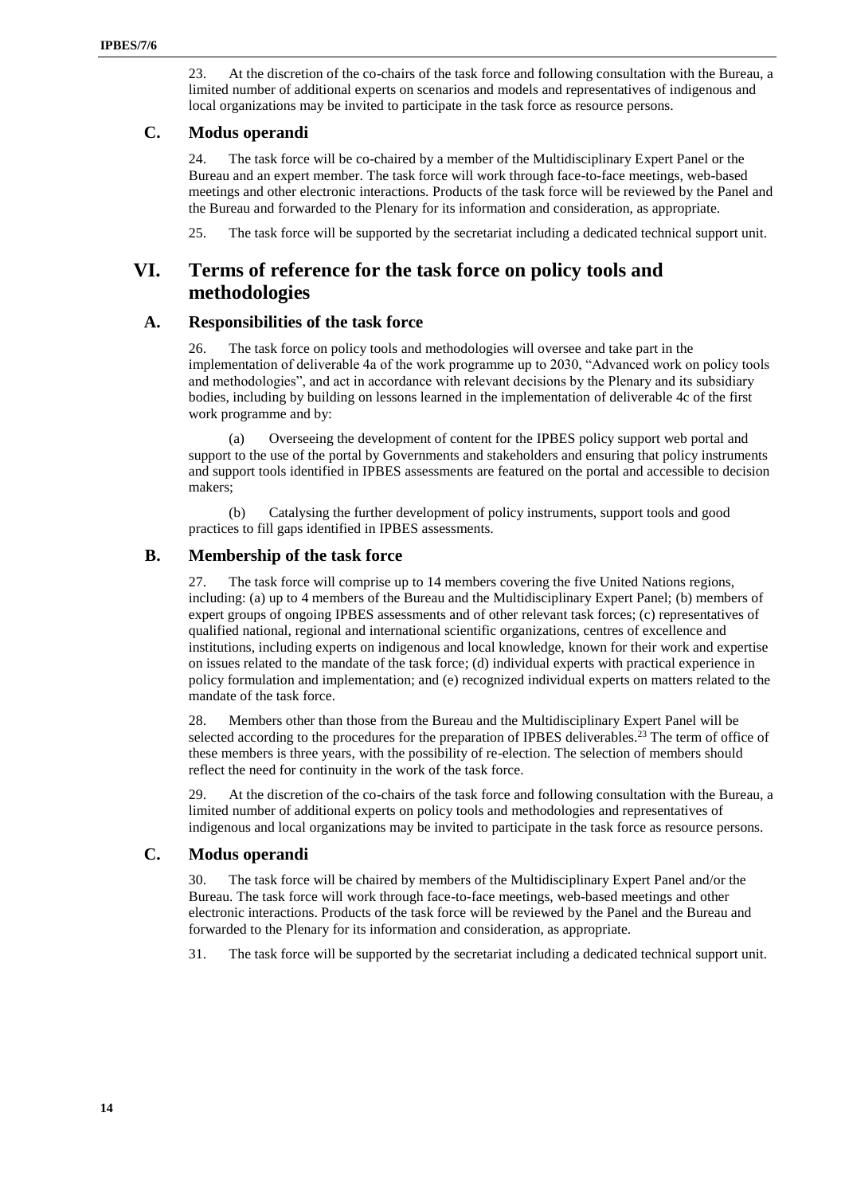23. At the discretion of the co-chairs of the task force and following consultation with the Bureau, a limited number of additional experts on scenarios and models and representatives of indigenous and local organizations may be invited to participate in the task force as resource persons.

### C. Modus operandi

24. The task force will be co-chaired by a member of the Multidisciplinary Expert Panel or the Bureau and an expert member. The task force will work through face-to-face meetings, web-based meetings and other electronic interactions. Products of the task force will be reviewed by the Panel and the Bureau and forwarded to the Plenary for its information and consideration, as appropriate.

25. The task force will be supported by the secretariat including a dedicated technical support unit.

## VI. Terms of reference for the task force on policy tools and methodologies

### A. Responsibilities of the task force

26. The task force on policy tools and methodologies will oversee and take part in the implementation of deliverable 4a of the work programme up to 2030, "Advanced work on policy tools and methodologies", and act in accordance with relevant decisions by the Plenary and its subsidiary bodies, including by building on lessons learned in the implementation of deliverable 4c of the first work programme and by:

(a) Overseeing the development of content for the IPBES policy support web portal and support to the use of the portal by Governments and stakeholders and ensuring that policy instruments and support tools identified in IPBES assessments are featured on the portal and accessible to decision makers;

(b) Catalysing the further development of policy instruments, support tools and good practices to fill gaps identified in IPBES assessments.

### B. Membership of the task force

27. The task force will comprise up to 14 members covering the five United Nations regions, including: (a) up to 4 members of the Bureau and the Multidisciplinary Expert Panel; (b) members of expert groups of ongoing IPBES assessments and of other relevant task forces; (c) representatives of qualified national, regional and international scientific organizations, centres of excellence and institutions, including experts on indigenous and local knowledge, known for their work and expertise on issues related to the mandate of the task force; (d) individual experts with practical experience in policy formulation and implementation; and (e) recognized individual experts on matters related to the mandate of the task force.

28. Members other than those from the Bureau and the Multidisciplinary Expert Panel will be selected according to the procedures for the preparation of IPBES deliverables.[23] The term of office of these members is three years, with the possibility of re-election. The selection of members should reflect the need for continuity in the work of the task force.

29. At the discretion of the co-chairs of the task force and following consultation with the Bureau, a limited number of additional experts on policy tools and methodologies and representatives of indigenous and local organizations may be invited to participate in the task force as resource persons.

### C. Modus operandi

30. The task force will be chaired by members of the Multidisciplinary Expert Panel and/or the Bureau. The task force will work through face-to-face meetings, web-based meetings and other electronic interactions. Products of the task force will be reviewed by the Panel and the Bureau and forwarded to the Plenary for its information and consideration, as appropriate.

31. The task force will be supported by the secretariat including a dedicated technical support unit.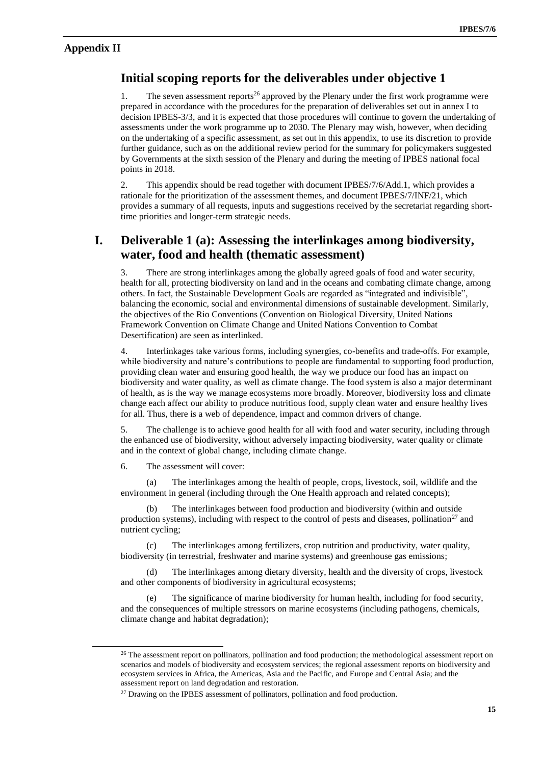## Appendix II

# Initial scoping reports for the deliverables under objective 1

1. The seven assessment reports[26] approved by the Plenary under the first work programme were prepared in accordance with the procedures for the preparation of deliverables set out in annex I to decision IPBES-3/3, and it is expected that those procedures will continue to govern the undertaking of assessments under the work programme up to 2030. The Plenary may wish, however, when deciding on the undertaking of a specific assessment, as set out in this appendix, to use its discretion to provide further guidance, such as on the additional review period for the summary for policymakers suggested by Governments at the sixth session of the Plenary and during the meeting of IPBES national focal points in 2018.

2. This appendix should be read together with document IPBES/7/6/Add.1, which provides a rationale for the prioritization of the assessment themes, and document IPBES/7/INF/21, which provides a summary of all requests, inputs and suggestions received by the secretariat regarding short-time priorities and longer-term strategic needs.

# I. Deliverable 1 (a): Assessing the interlinkages among biodiversity, water, food and health (thematic assessment)

3. There are strong interlinkages among the globally agreed goals of food and water security, health for all, protecting biodiversity on land and in the oceans and combating climate change, among others. In fact, the Sustainable Development Goals are regarded as "integrated and indivisible", balancing the economic, social and environmental dimensions of sustainable development. Similarly, the objectives of the Rio Conventions (Convention on Biological Diversity, United Nations Framework Convention on Climate Change and United Nations Convention to Combat Desertification) are seen as interlinked.

4. Interlinkages take various forms, including synergies, co-benefits and trade-offs. For example, while biodiversity and nature's contributions to people are fundamental to supporting food production, providing clean water and ensuring good health, the way we produce our food has an impact on biodiversity and water quality, as well as climate change. The food system is also a major determinant of health, as is the way we manage ecosystems more broadly. Moreover, biodiversity loss and climate change each affect our ability to produce nutritious food, supply clean water and ensure healthy lives for all. Thus, there is a web of dependence, impact and common drivers of change.

5. The challenge is to achieve good health for all with food and water security, including through the enhanced use of biodiversity, without adversely impacting biodiversity, water quality or climate and in the context of global change, including climate change.

6. The assessment will cover:

(a) The interlinkages among the health of people, crops, livestock, soil, wildlife and the environment in general (including through the One Health approach and related concepts);

(b) The interlinkages between food production and biodiversity (within and outside production systems), including with respect to the control of pests and diseases, pollination[27] and nutrient cycling;

(c) The interlinkages among fertilizers, crop nutrition and productivity, water quality, biodiversity (in terrestrial, freshwater and marine systems) and greenhouse gas emissions;

(d) The interlinkages among dietary diversity, health and the diversity of crops, livestock and other components of biodiversity in agricultural ecosystems;

(e) The significance of marine biodiversity for human health, including for food security, and the consequences of multiple stressors on marine ecosystems (including pathogens, chemicals, climate change and habitat degradation);

---

[26] The assessment report on pollinators, pollination and food production; the methodological assessment report on scenarios and models of biodiversity and ecosystem services; the regional assessment reports on biodiversity and ecosystem services in Africa, the Americas, Asia and the Pacific, and Europe and Central Asia; and the assessment report on land degradation and restoration.

[27] Drawing on the IPBES assessment of pollinators, pollination and food production.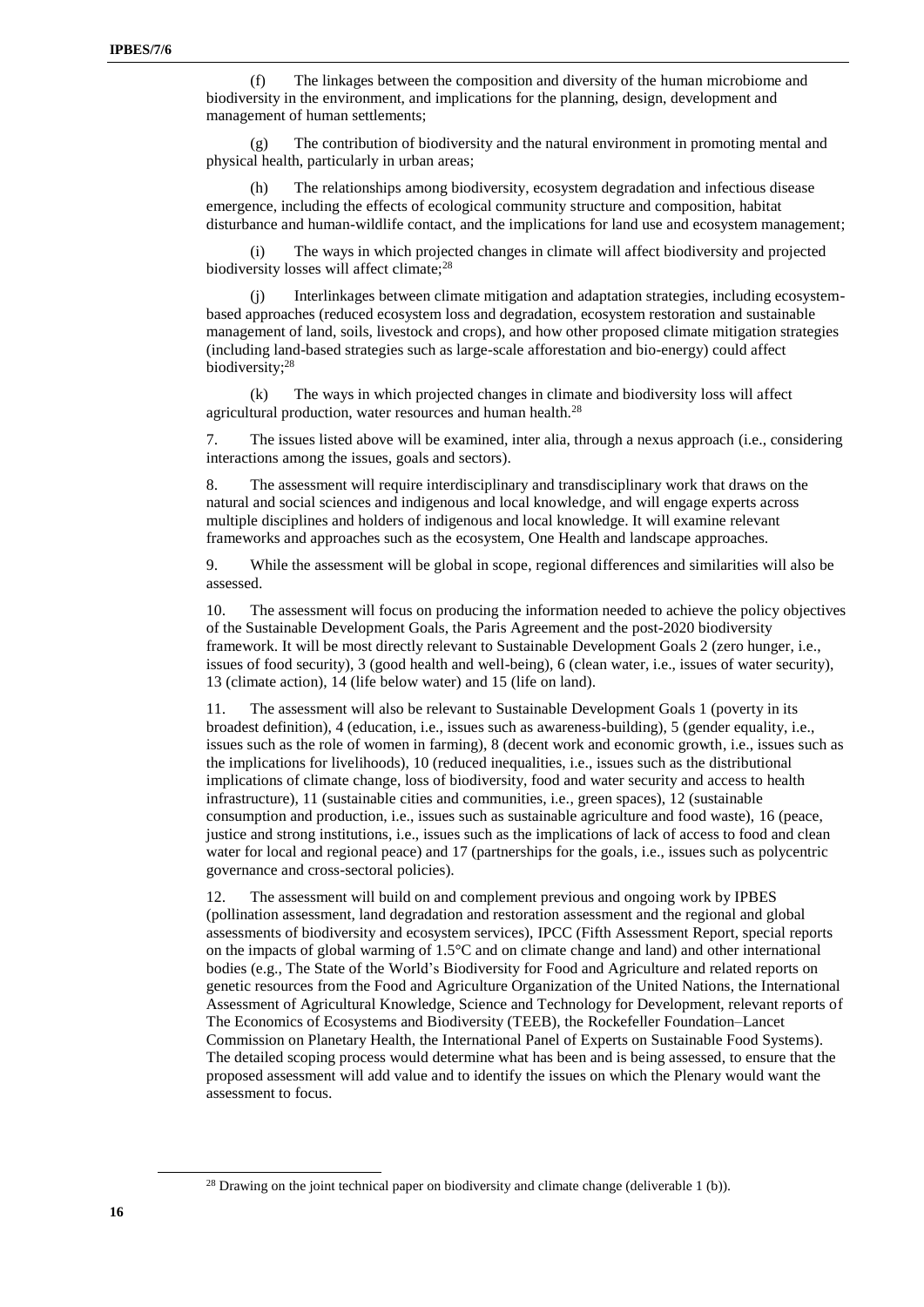(f) The linkages between the composition and diversity of the human microbiome and biodiversity in the environment, and implications for the planning, design, development and management of human settlements;

(g) The contribution of biodiversity and the natural environment in promoting mental and physical health, particularly in urban areas;

(h) The relationships among biodiversity, ecosystem degradation and infectious disease emergence, including the effects of ecological community structure and composition, habitat disturbance and human-wildlife contact, and the implications for land use and ecosystem management;

(i) The ways in which projected changes in climate will affect biodiversity and projected biodiversity losses will affect climate;[28]

(j) Interlinkages between climate mitigation and adaptation strategies, including ecosystem-based approaches (reduced ecosystem loss and degradation, ecosystem restoration and sustainable management of land, soils, livestock and crops), and how other proposed climate mitigation strategies (including land-based strategies such as large-scale afforestation and bio-energy) could affect biodiversity;[28]

(k) The ways in which projected changes in climate and biodiversity loss will affect agricultural production, water resources and human health.[28]

7. The issues listed above will be examined, inter alia, through a nexus approach (i.e., considering interactions among the issues, goals and sectors).

8. The assessment will require interdisciplinary and transdisciplinary work that draws on the natural and social sciences and indigenous and local knowledge, and will engage experts across multiple disciplines and holders of indigenous and local knowledge. It will examine relevant frameworks and approaches such as the ecosystem, One Health and landscape approaches.

9. While the assessment will be global in scope, regional differences and similarities will also be assessed.

10. The assessment will focus on producing the information needed to achieve the policy objectives of the Sustainable Development Goals, the Paris Agreement and the post-2020 biodiversity framework. It will be most directly relevant to Sustainable Development Goals 2 (zero hunger, i.e., issues of food security), 3 (good health and well-being), 6 (clean water, i.e., issues of water security), 13 (climate action), 14 (life below water) and 15 (life on land).

11. The assessment will also be relevant to Sustainable Development Goals 1 (poverty in its broadest definition), 4 (education, i.e., issues such as awareness-building), 5 (gender equality, i.e., issues such as the role of women in farming), 8 (decent work and economic growth, i.e., issues such as the implications for livelihoods), 10 (reduced inequalities, i.e., issues such as the distributional implications of climate change, loss of biodiversity, food and water security and access to health infrastructure), 11 (sustainable cities and communities, i.e., green spaces), 12 (sustainable consumption and production, i.e., issues such as sustainable agriculture and food waste), 16 (peace, justice and strong institutions, i.e., issues such as the implications of lack of access to food and clean water for local and regional peace) and 17 (partnerships for the goals, i.e., issues such as polycentric governance and cross-sectoral policies).

12. The assessment will build on and complement previous and ongoing work by IPBES (pollination assessment, land degradation and restoration assessment and the regional and global assessments of biodiversity and ecosystem services), IPCC (Fifth Assessment Report, special reports on the impacts of global warming of 1.5°C and on climate change and land) and other international bodies (e.g., The State of the World's Biodiversity for Food and Agriculture and related reports on genetic resources from the Food and Agriculture Organization of the United Nations, the International Assessment of Agricultural Knowledge, Science and Technology for Development, relevant reports of The Economics of Ecosystems and Biodiversity (TEEB), the Rockefeller Foundation–Lancet Commission on Planetary Health, the International Panel of Experts on Sustainable Food Systems). The detailed scoping process would determine what has been and is being assessed, to ensure that the proposed assessment will add value and to identify the issues on which the Plenary would want the assessment to focus.

---

[28] Drawing on the joint technical paper on biodiversity and climate change (deliverable 1 (b)).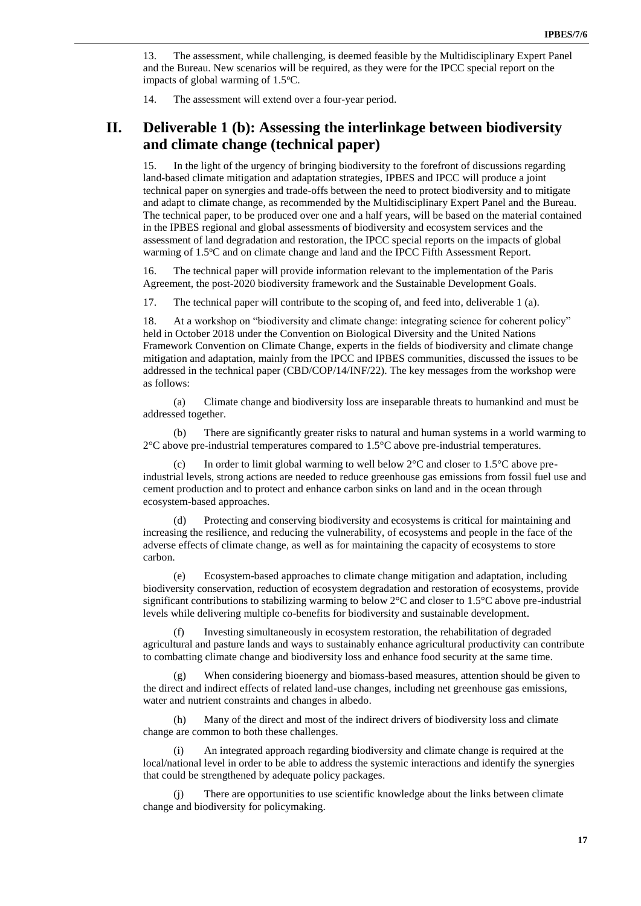13. The assessment, while challenging, is deemed feasible by the Multidisciplinary Expert Panel and the Bureau. New scenarios will be required, as they were for the IPCC special report on the impacts of global warming of 1.5°C.

14. The assessment will extend over a four-year period.

## II. Deliverable 1 (b): Assessing the interlinkage between biodiversity and climate change (technical paper)

15. In the light of the urgency of bringing biodiversity to the forefront of discussions regarding land-based climate mitigation and adaptation strategies, IPBES and IPCC will produce a joint technical paper on synergies and trade-offs between the need to protect biodiversity and to mitigate and adapt to climate change, as recommended by the Multidisciplinary Expert Panel and the Bureau. The technical paper, to be produced over one and a half years, will be based on the material contained in the IPBES regional and global assessments of biodiversity and ecosystem services and the assessment of land degradation and restoration, the IPCC special reports on the impacts of global warming of 1.5°C and on climate change and land and the IPCC Fifth Assessment Report.

16. The technical paper will provide information relevant to the implementation of the Paris Agreement, the post-2020 biodiversity framework and the Sustainable Development Goals.

17. The technical paper will contribute to the scoping of, and feed into, deliverable 1 (a).

18. At a workshop on "biodiversity and climate change: integrating science for coherent policy" held in October 2018 under the Convention on Biological Diversity and the United Nations Framework Convention on Climate Change, experts in the fields of biodiversity and climate change mitigation and adaptation, mainly from the IPCC and IPBES communities, discussed the issues to be addressed in the technical paper (CBD/COP/14/INF/22). The key messages from the workshop were as follows:

(a) Climate change and biodiversity loss are inseparable threats to humankind and must be addressed together.

(b) There are significantly greater risks to natural and human systems in a world warming to 2°C above pre-industrial temperatures compared to 1.5°C above pre-industrial temperatures.

(c) In order to limit global warming to well below 2°C and closer to 1.5°C above pre-industrial levels, strong actions are needed to reduce greenhouse gas emissions from fossil fuel use and cement production and to protect and enhance carbon sinks on land and in the ocean through ecosystem-based approaches.

(d) Protecting and conserving biodiversity and ecosystems is critical for maintaining and increasing the resilience, and reducing the vulnerability, of ecosystems and people in the face of the adverse effects of climate change, as well as for maintaining the capacity of ecosystems to store carbon.

(e) Ecosystem-based approaches to climate change mitigation and adaptation, including biodiversity conservation, reduction of ecosystem degradation and restoration of ecosystems, provide significant contributions to stabilizing warming to below 2°C and closer to 1.5°C above pre-industrial levels while delivering multiple co-benefits for biodiversity and sustainable development.

(f) Investing simultaneously in ecosystem restoration, the rehabilitation of degraded agricultural and pasture lands and ways to sustainably enhance agricultural productivity can contribute to combatting climate change and biodiversity loss and enhance food security at the same time.

(g) When considering bioenergy and biomass-based measures, attention should be given to the direct and indirect effects of related land-use changes, including net greenhouse gas emissions, water and nutrient constraints and changes in albedo.

(h) Many of the direct and most of the indirect drivers of biodiversity loss and climate change are common to both these challenges.

(i) An integrated approach regarding biodiversity and climate change is required at the local/national level in order to be able to address the systemic interactions and identify the synergies that could be strengthened by adequate policy packages.

(j) There are opportunities to use scientific knowledge about the links between climate change and biodiversity for policymaking.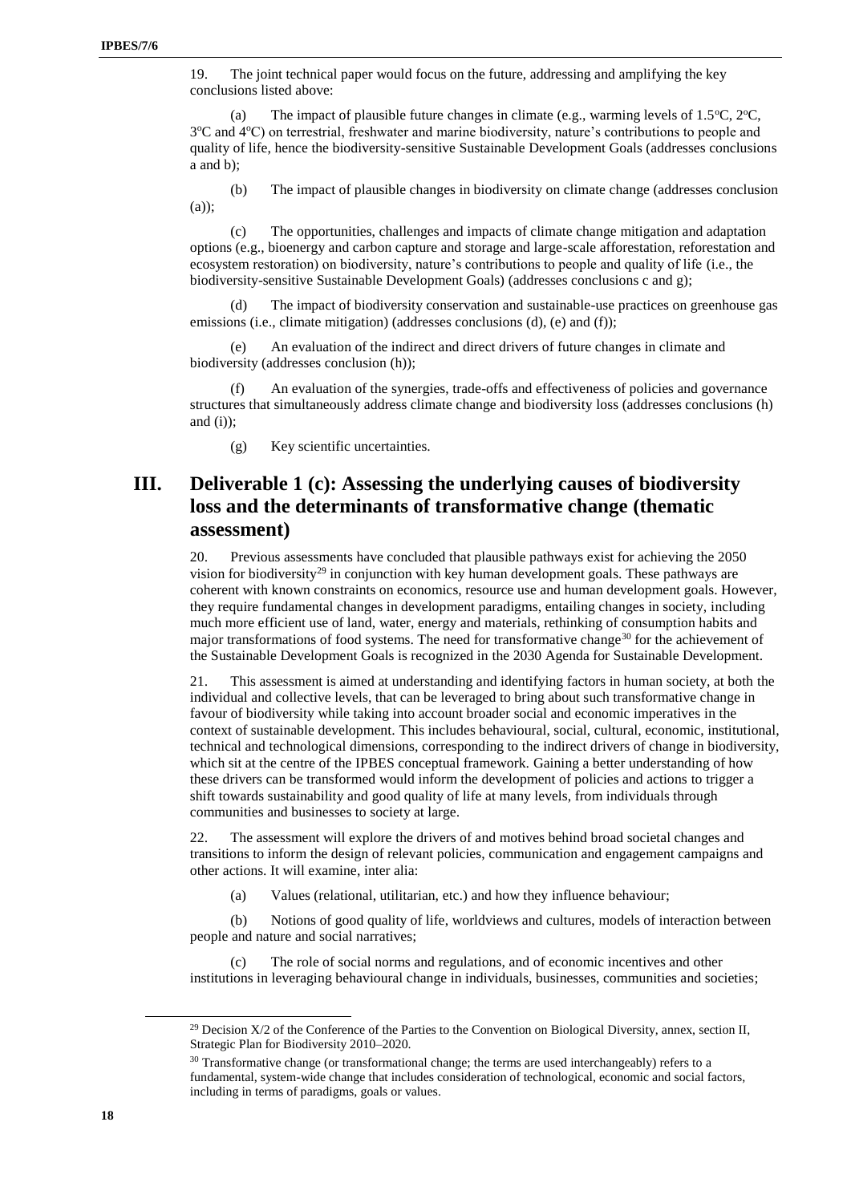19. The joint technical paper would focus on the future, addressing and amplifying the key conclusions listed above:

(a) The impact of plausible future changes in climate (e.g., warming levels of 1.5°C, 2°C, 3°C and 4°C) on terrestrial, freshwater and marine biodiversity, nature's contributions to people and quality of life, hence the biodiversity-sensitive Sustainable Development Goals (addresses conclusions a and b);

(b) The impact of plausible changes in biodiversity on climate change (addresses conclusion (a));

(c) The opportunities, challenges and impacts of climate change mitigation and adaptation options (e.g., bioenergy and carbon capture and storage and large-scale afforestation, reforestation and ecosystem restoration) on biodiversity, nature's contributions to people and quality of life (i.e., the biodiversity-sensitive Sustainable Development Goals) (addresses conclusions c and g);

(d) The impact of biodiversity conservation and sustainable-use practices on greenhouse gas emissions (i.e., climate mitigation) (addresses conclusions (d), (e) and (f));

(e) An evaluation of the indirect and direct drivers of future changes in climate and biodiversity (addresses conclusion (h));

(f) An evaluation of the synergies, trade-offs and effectiveness of policies and governance structures that simultaneously address climate change and biodiversity loss (addresses conclusions (h) and (i));

(g) Key scientific uncertainties.

## III. Deliverable 1 (c): Assessing the underlying causes of biodiversity loss and the determinants of transformative change (thematic assessment)

20. Previous assessments have concluded that plausible pathways exist for achieving the 2050 vision for biodiversity[29] in conjunction with key human development goals. These pathways are coherent with known constraints on economics, resource use and human development goals. However, they require fundamental changes in development paradigms, entailing changes in society, including much more efficient use of land, water, energy and materials, rethinking of consumption habits and major transformations of food systems. The need for transformative change[30] for the achievement of the Sustainable Development Goals is recognized in the 2030 Agenda for Sustainable Development.

21. This assessment is aimed at understanding and identifying factors in human society, at both the individual and collective levels, that can be leveraged to bring about such transformative change in favour of biodiversity while taking into account broader social and economic imperatives in the context of sustainable development. This includes behavioural, social, cultural, economic, institutional, technical and technological dimensions, corresponding to the indirect drivers of change in biodiversity, which sit at the centre of the IPBES conceptual framework. Gaining a better understanding of how these drivers can be transformed would inform the development of policies and actions to trigger a shift towards sustainability and good quality of life at many levels, from individuals through communities and businesses to society at large.

22. The assessment will explore the drivers of and motives behind broad societal changes and transitions to inform the design of relevant policies, communication and engagement campaigns and other actions. It will examine, inter alia:

(a) Values (relational, utilitarian, etc.) and how they influence behaviour;

(b) Notions of good quality of life, worldviews and cultures, models of interaction between people and nature and social narratives;

(c) The role of social norms and regulations, and of economic incentives and other institutions in leveraging behavioural change in individuals, businesses, communities and societies;

---

[29] Decision X/2 of the Conference of the Parties to the Convention on Biological Diversity, annex, section II, Strategic Plan for Biodiversity 2010–2020.

[30] Transformative change (or transformational change; the terms are used interchangeably) refers to a fundamental, system-wide change that includes consideration of technological, economic and social factors, including in terms of paradigms, goals or values.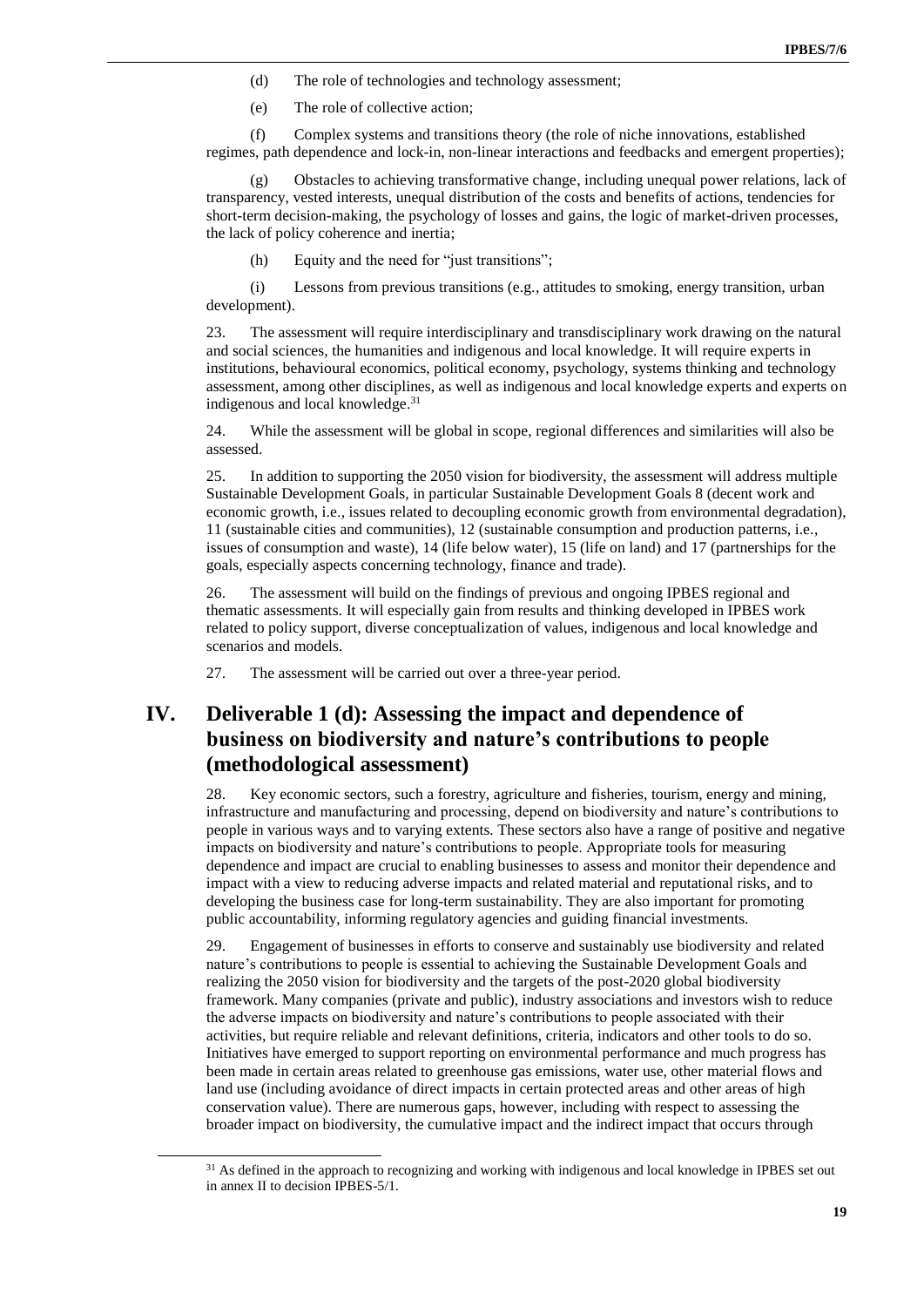(d) The role of technologies and technology assessment;

(e) The role of collective action;

(f) Complex systems and transitions theory (the role of niche innovations, established regimes, path dependence and lock-in, non-linear interactions and feedbacks and emergent properties);

(g) Obstacles to achieving transformative change, including unequal power relations, lack of transparency, vested interests, unequal distribution of the costs and benefits of actions, tendencies for short-term decision-making, the psychology of losses and gains, the logic of market-driven processes, the lack of policy coherence and inertia;

(h) Equity and the need for "just transitions";

(i) Lessons from previous transitions (e.g., attitudes to smoking, energy transition, urban development).

23. The assessment will require interdisciplinary and transdisciplinary work drawing on the natural and social sciences, the humanities and indigenous and local knowledge. It will require experts in institutions, behavioural economics, political economy, psychology, systems thinking and technology assessment, among other disciplines, as well as indigenous and local knowledge experts and experts on indigenous and local knowledge.[31]

24. While the assessment will be global in scope, regional differences and similarities will also be assessed.

25. In addition to supporting the 2050 vision for biodiversity, the assessment will address multiple Sustainable Development Goals, in particular Sustainable Development Goals 8 (decent work and economic growth, i.e., issues related to decoupling economic growth from environmental degradation), 11 (sustainable cities and communities), 12 (sustainable consumption and production patterns, i.e., issues of consumption and waste), 14 (life below water), 15 (life on land) and 17 (partnerships for the goals, especially aspects concerning technology, finance and trade).

26. The assessment will build on the findings of previous and ongoing IPBES regional and thematic assessments. It will especially gain from results and thinking developed in IPBES work related to policy support, diverse conceptualization of values, indigenous and local knowledge and scenarios and models.

27. The assessment will be carried out over a three-year period.

## IV. Deliverable 1 (d): Assessing the impact and dependence of business on biodiversity and nature's contributions to people (methodological assessment)

28. Key economic sectors, such a forestry, agriculture and fisheries, tourism, energy and mining, infrastructure and manufacturing and processing, depend on biodiversity and nature's contributions to people in various ways and to varying extents. These sectors also have a range of positive and negative impacts on biodiversity and nature's contributions to people. Appropriate tools for measuring dependence and impact are crucial to enabling businesses to assess and monitor their dependence and impact with a view to reducing adverse impacts and related material and reputational risks, and to developing the business case for long-term sustainability. They are also important for promoting public accountability, informing regulatory agencies and guiding financial investments.

29. Engagement of businesses in efforts to conserve and sustainably use biodiversity and related nature's contributions to people is essential to achieving the Sustainable Development Goals and realizing the 2050 vision for biodiversity and the targets of the post-2020 global biodiversity framework. Many companies (private and public), industry associations and investors wish to reduce the adverse impacts on biodiversity and nature's contributions to people associated with their activities, but require reliable and relevant definitions, criteria, indicators and other tools to do so. Initiatives have emerged to support reporting on environmental performance and much progress has been made in certain areas related to greenhouse gas emissions, water use, other material flows and land use (including avoidance of direct impacts in certain protected areas and other areas of high conservation value). There are numerous gaps, however, including with respect to assessing the broader impact on biodiversity, the cumulative impact and the indirect impact that occurs through

[31] As defined in the approach to recognizing and working with indigenous and local knowledge in IPBES set out in annex II to decision IPBES-5/1.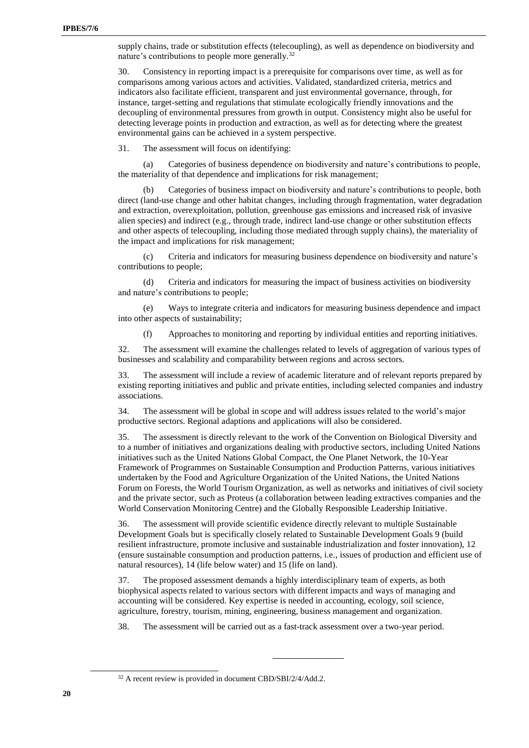supply chains, trade or substitution effects (telecoupling), as well as dependence on biodiversity and nature's contributions to people more generally.[32]

30. Consistency in reporting impact is a prerequisite for comparisons over time, as well as for comparisons among various actors and activities. Validated, standardized criteria, metrics and indicators also facilitate efficient, transparent and just environmental governance, through, for instance, target-setting and regulations that stimulate ecologically friendly innovations and the decoupling of environmental pressures from growth in output. Consistency might also be useful for detecting leverage points in production and extraction, as well as for detecting where the greatest environmental gains can be achieved in a system perspective.

31. The assessment will focus on identifying:

(a) Categories of business dependence on biodiversity and nature's contributions to people, the materiality of that dependence and implications for risk management;

(b) Categories of business impact on biodiversity and nature's contributions to people, both direct (land-use change and other habitat changes, including through fragmentation, water degradation and extraction, overexploitation, pollution, greenhouse gas emissions and increased risk of invasive alien species) and indirect (e.g., through trade, indirect land-use change or other substitution effects and other aspects of telecoupling, including those mediated through supply chains), the materiality of the impact and implications for risk management;

(c) Criteria and indicators for measuring business dependence on biodiversity and nature's contributions to people;

(d) Criteria and indicators for measuring the impact of business activities on biodiversity and nature's contributions to people;

(e) Ways to integrate criteria and indicators for measuring business dependence and impact into other aspects of sustainability;

(f) Approaches to monitoring and reporting by individual entities and reporting initiatives.

32. The assessment will examine the challenges related to levels of aggregation of various types of businesses and scalability and comparability between regions and across sectors.

33. The assessment will include a review of academic literature and of relevant reports prepared by existing reporting initiatives and public and private entities, including selected companies and industry associations.

34. The assessment will be global in scope and will address issues related to the world's major productive sectors. Regional adaptions and applications will also be considered.

35. The assessment is directly relevant to the work of the Convention on Biological Diversity and to a number of initiatives and organizations dealing with productive sectors, including United Nations initiatives such as the United Nations Global Compact, the One Planet Network, the 10-Year Framework of Programmes on Sustainable Consumption and Production Patterns, various initiatives undertaken by the Food and Agriculture Organization of the United Nations, the United Nations Forum on Forests, the World Tourism Organization, as well as networks and initiatives of civil society and the private sector, such as Proteus (a collaboration between leading extractives companies and the World Conservation Monitoring Centre) and the Globally Responsible Leadership Initiative.

36. The assessment will provide scientific evidence directly relevant to multiple Sustainable Development Goals but is specifically closely related to Sustainable Development Goals 9 (build resilient infrastructure, promote inclusive and sustainable industrialization and foster innovation), 12 (ensure sustainable consumption and production patterns, i.e., issues of production and efficient use of natural resources), 14 (life below water) and 15 (life on land).

37. The proposed assessment demands a highly interdisciplinary team of experts, as both biophysical aspects related to various sectors with different impacts and ways of managing and accounting will be considered. Key expertise is needed in accounting, ecology, soil science, agriculture, forestry, tourism, mining, engineering, business management and organization.

38. The assessment will be carried out as a fast-track assessment over a two-year period.

---

[32] A recent review is provided in document CBD/SBI/2/4/Add.2.